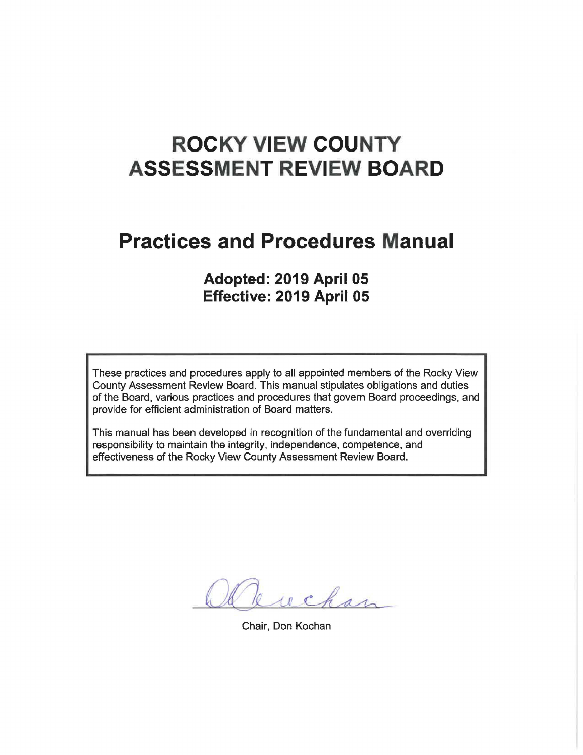# ROCKY VIEW COUNTY ASSESSMENT REVIEW BOARD

## Practices and Procedures Manual

### Adopted: 2019 April 05
### Effective: 2019 April 05

These practices and procedures apply to all appointed members of the Rocky View County Assessment Review Board. This manual stipulates obligations and duties of the Board, various practices and procedures that govern Board proceedings, and provide for efficient administration of Board matters.

This manual has been developed in recognition of the fundamental and overriding responsibility to maintain the integrity, independence, competence, and effectiveness of the Rocky View County Assessment Review Board.

Chair, Don Kochan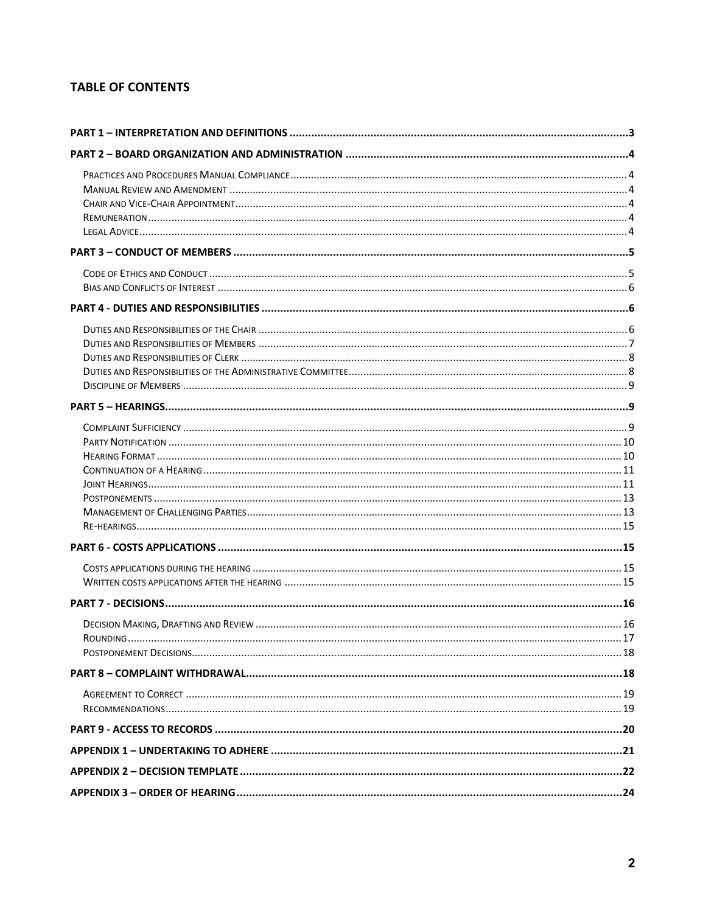## TABLE OF CONTENTS

**PART 1 – INTERPRETATION AND DEFINITIONS** ........................................ 3

**PART 2 – BOARD ORGANIZATION AND ADMINISTRATION** ........................................ 4

- Practices and Procedures Manual Compliance ........................................ 4
- Manual Review and Amendment ........................................ 4
- Chair and Vice-Chair Appointment ........................................ 4
- Remuneration ........................................ 4
- Legal Advice ........................................ 4

**PART 3 – CONDUCT OF MEMBERS** ........................................ 5

- Code of Ethics and Conduct ........................................ 5
- Bias and Conflicts of Interest ........................................ 6

**PART 4 - DUTIES AND RESPONSIBILITIES** ........................................ 6

- Duties and Responsibilities of the Chair ........................................ 6
- Duties and Responsibilities of Members ........................................ 7
- Duties and Responsibilities of Clerk ........................................ 8
- Duties and Responsibilities of the Administrative Committee ........................................ 8
- Discipline of Members ........................................ 9

**PART 5 – HEARINGS** ........................................ 9

- Complaint Sufficiency ........................................ 9
- Party Notification ........................................ 10
- Hearing Format ........................................ 10
- Continuation of a Hearing ........................................ 11
- Joint Hearings ........................................ 11
- Postponements ........................................ 13
- Management of Challenging Parties ........................................ 13
- Re-hearings ........................................ 15

**PART 6 - COSTS APPLICATIONS** ........................................ 15

- Costs applications during the hearing ........................................ 15
- Written costs applications after the hearing ........................................ 15

**PART 7 - DECISIONS** ........................................ 16

- Decision Making, Drafting and Review ........................................ 16
- Rounding ........................................ 17
- Postponement Decisions ........................................ 18

**PART 8 – COMPLAINT WITHDRAWAL** ........................................ 18

- Agreement to Correct ........................................ 19
- Recommendations ........................................ 19

**PART 9 - ACCESS TO RECORDS** ........................................ 20

**APPENDIX 1 – UNDERTAKING TO ADHERE** ........................................ 21

**APPENDIX 2 – DECISION TEMPLATE** ........................................ 22

**APPENDIX 3 – ORDER OF HEARING** ........................................ 24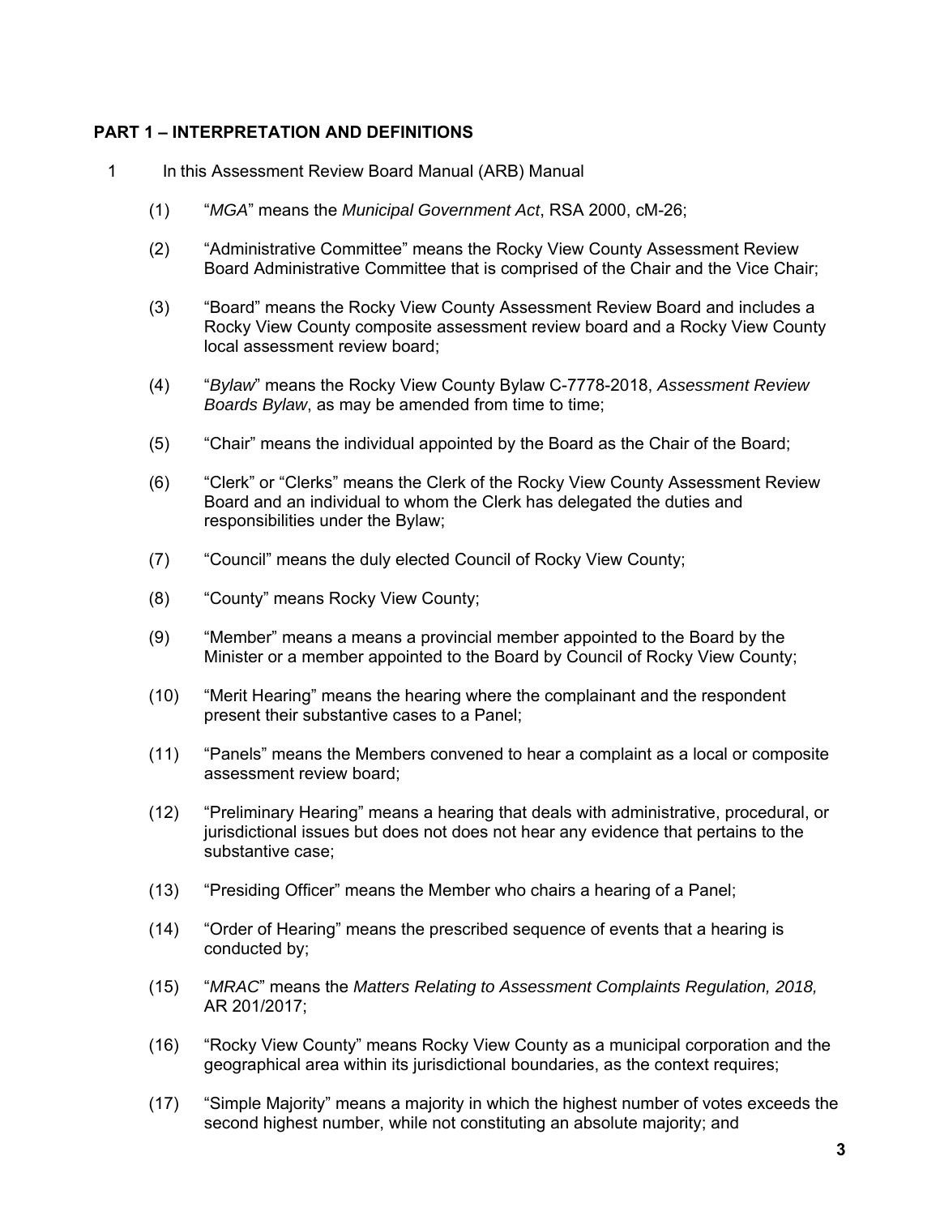## PART 1 – INTERPRETATION AND DEFINITIONS

1 In this Assessment Review Board Manual (ARB) Manual

(1) "*MGA*" means the *Municipal Government Act*, RSA 2000, cM-26;

(2) "Administrative Committee" means the Rocky View County Assessment Review Board Administrative Committee that is comprised of the Chair and the Vice Chair;

(3) "Board" means the Rocky View County Assessment Review Board and includes a Rocky View County composite assessment review board and a Rocky View County local assessment review board;

(4) "*Bylaw*" means the Rocky View County Bylaw C-7778-2018, *Assessment Review Boards Bylaw*, as may be amended from time to time;

(5) "Chair" means the individual appointed by the Board as the Chair of the Board;

(6) "Clerk" or "Clerks" means the Clerk of the Rocky View County Assessment Review Board and an individual to whom the Clerk has delegated the duties and responsibilities under the Bylaw;

(7) "Council" means the duly elected Council of Rocky View County;

(8) "County" means Rocky View County;

(9) "Member" means a means a provincial member appointed to the Board by the Minister or a member appointed to the Board by Council of Rocky View County;

(10) "Merit Hearing" means the hearing where the complainant and the respondent present their substantive cases to a Panel;

(11) "Panels" means the Members convened to hear a complaint as a local or composite assessment review board;

(12) "Preliminary Hearing" means a hearing that deals with administrative, procedural, or jurisdictional issues but does not does not hear any evidence that pertains to the substantive case;

(13) "Presiding Officer" means the Member who chairs a hearing of a Panel;

(14) "Order of Hearing" means the prescribed sequence of events that a hearing is conducted by;

(15) "*MRAC*" means the *Matters Relating to Assessment Complaints Regulation, 2018,* AR 201/2017;

(16) "Rocky View County" means Rocky View County as a municipal corporation and the geographical area within its jurisdictional boundaries, as the context requires;

(17) "Simple Majority" means a majority in which the highest number of votes exceeds the second highest number, while not constituting an absolute majority; and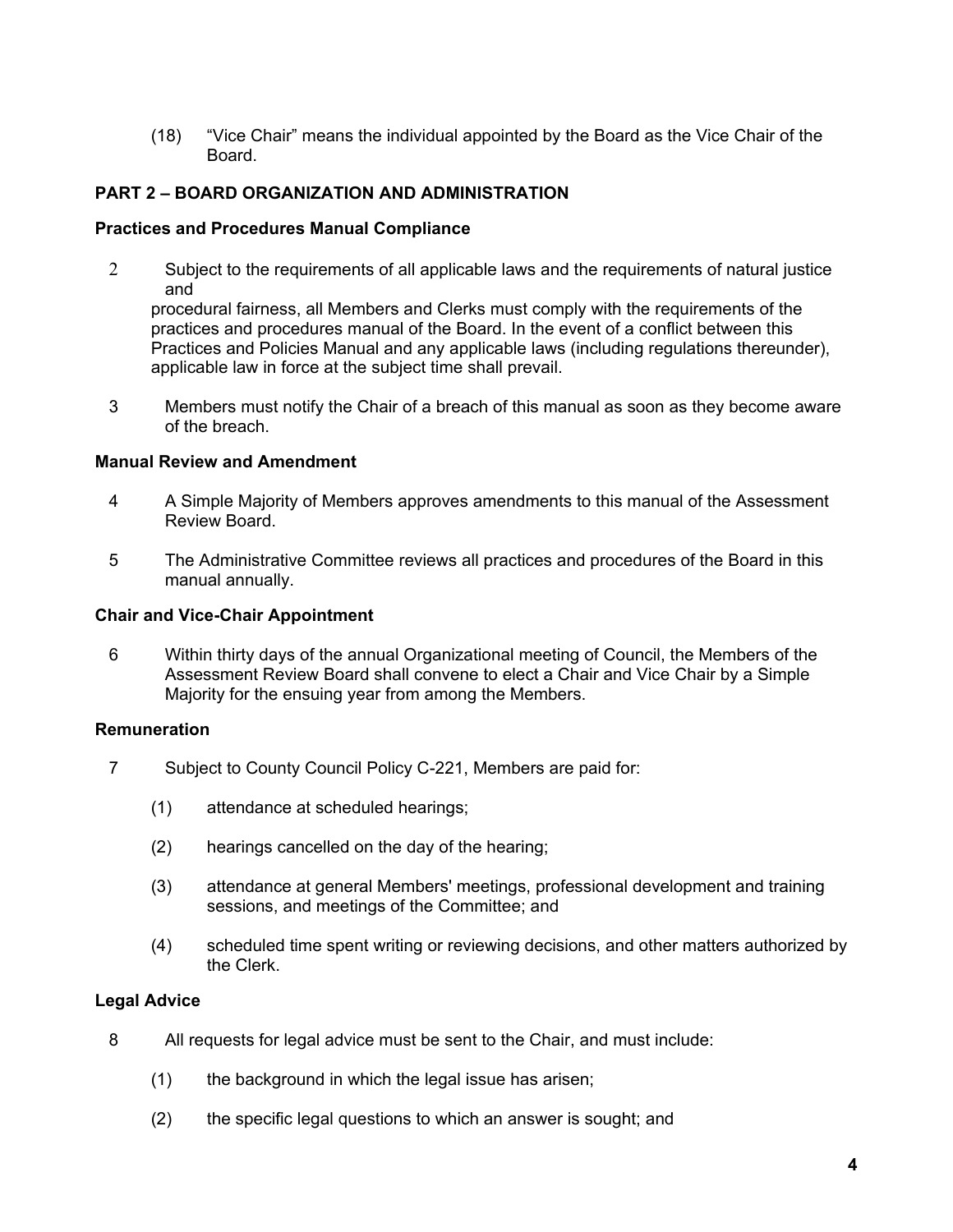(18) "Vice Chair" means the individual appointed by the Board as the Vice Chair of the Board.

## PART 2 – BOARD ORGANIZATION AND ADMINISTRATION

### Practices and Procedures Manual Compliance

2 Subject to the requirements of all applicable laws and the requirements of natural justice and procedural fairness, all Members and Clerks must comply with the requirements of the practices and procedures manual of the Board. In the event of a conflict between this Practices and Policies Manual and any applicable laws (including regulations thereunder), applicable law in force at the subject time shall prevail.

3 Members must notify the Chair of a breach of this manual as soon as they become aware of the breach.

### Manual Review and Amendment

4 A Simple Majority of Members approves amendments to this manual of the Assessment Review Board.

5 The Administrative Committee reviews all practices and procedures of the Board in this manual annually.

### Chair and Vice-Chair Appointment

6 Within thirty days of the annual Organizational meeting of Council, the Members of the Assessment Review Board shall convene to elect a Chair and Vice Chair by a Simple Majority for the ensuing year from among the Members.

### Remuneration

7 Subject to County Council Policy C-221, Members are paid for:

(1) attendance at scheduled hearings;

(2) hearings cancelled on the day of the hearing;

(3) attendance at general Members' meetings, professional development and training sessions, and meetings of the Committee; and

(4) scheduled time spent writing or reviewing decisions, and other matters authorized by the Clerk.

### Legal Advice

8 All requests for legal advice must be sent to the Chair, and must include:

(1) the background in which the legal issue has arisen;

(2) the specific legal questions to which an answer is sought; and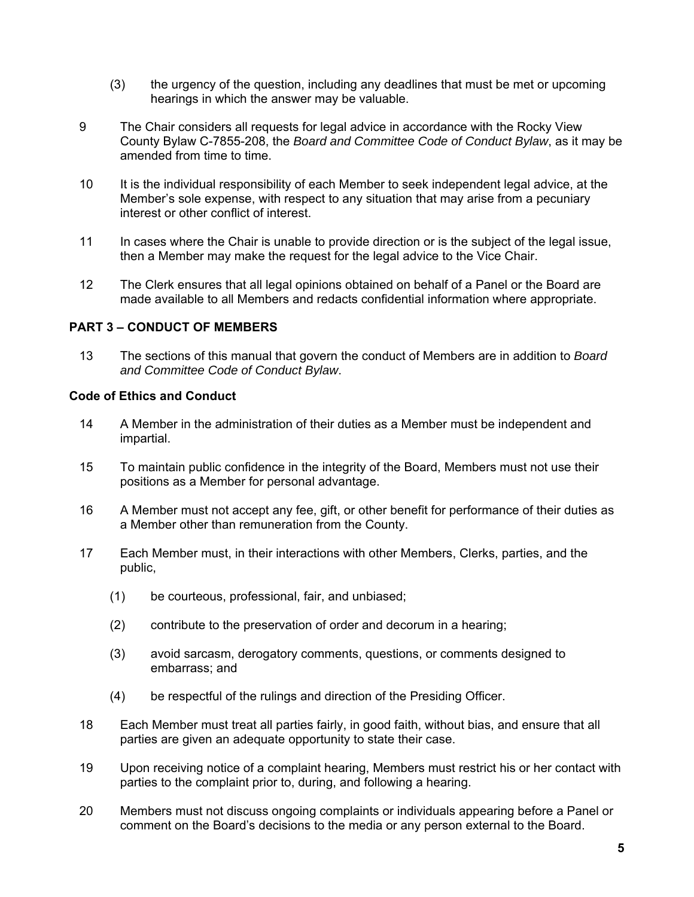(3) the urgency of the question, including any deadlines that must be met or upcoming hearings in which the answer may be valuable.

9 The Chair considers all requests for legal advice in accordance with the Rocky View County Bylaw C-7855-208, the *Board and Committee Code of Conduct Bylaw*, as it may be amended from time to time.

10 It is the individual responsibility of each Member to seek independent legal advice, at the Member's sole expense, with respect to any situation that may arise from a pecuniary interest or other conflict of interest.

11 In cases where the Chair is unable to provide direction or is the subject of the legal issue, then a Member may make the request for the legal advice to the Vice Chair.

12 The Clerk ensures that all legal opinions obtained on behalf of a Panel or the Board are made available to all Members and redacts confidential information where appropriate.

## PART 3 – CONDUCT OF MEMBERS

13 The sections of this manual that govern the conduct of Members are in addition to *Board and Committee Code of Conduct Bylaw*.

### Code of Ethics and Conduct

14 A Member in the administration of their duties as a Member must be independent and impartial.

15 To maintain public confidence in the integrity of the Board, Members must not use their positions as a Member for personal advantage.

16 A Member must not accept any fee, gift, or other benefit for performance of their duties as a Member other than remuneration from the County.

17 Each Member must, in their interactions with other Members, Clerks, parties, and the public,

(1) be courteous, professional, fair, and unbiased;

(2) contribute to the preservation of order and decorum in a hearing;

(3) avoid sarcasm, derogatory comments, questions, or comments designed to embarrass; and

(4) be respectful of the rulings and direction of the Presiding Officer.

18 Each Member must treat all parties fairly, in good faith, without bias, and ensure that all parties are given an adequate opportunity to state their case.

19 Upon receiving notice of a complaint hearing, Members must restrict his or her contact with parties to the complaint prior to, during, and following a hearing.

20 Members must not discuss ongoing complaints or individuals appearing before a Panel or comment on the Board's decisions to the media or any person external to the Board.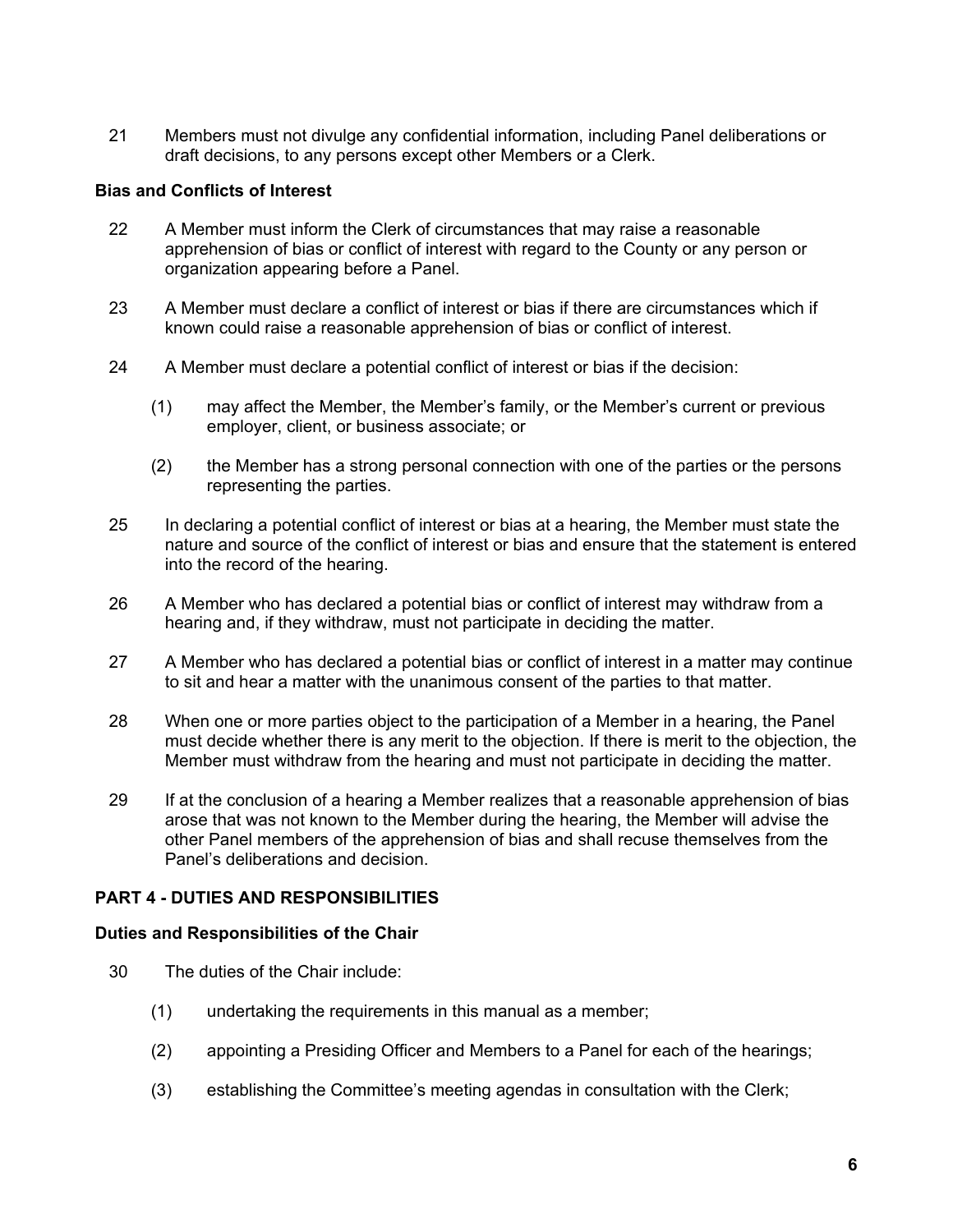21 Members must not divulge any confidential information, including Panel deliberations or draft decisions, to any persons except other Members or a Clerk.

**Bias and Conflicts of Interest**

22 A Member must inform the Clerk of circumstances that may raise a reasonable apprehension of bias or conflict of interest with regard to the County or any person or organization appearing before a Panel.

23 A Member must declare a conflict of interest or bias if there are circumstances which if known could raise a reasonable apprehension of bias or conflict of interest.

24 A Member must declare a potential conflict of interest or bias if the decision:

(1) may affect the Member, the Member's family, or the Member's current or previous employer, client, or business associate; or

(2) the Member has a strong personal connection with one of the parties or the persons representing the parties.

25 In declaring a potential conflict of interest or bias at a hearing, the Member must state the nature and source of the conflict of interest or bias and ensure that the statement is entered into the record of the hearing.

26 A Member who has declared a potential bias or conflict of interest may withdraw from a hearing and, if they withdraw, must not participate in deciding the matter.

27 A Member who has declared a potential bias or conflict of interest in a matter may continue to sit and hear a matter with the unanimous consent of the parties to that matter.

28 When one or more parties object to the participation of a Member in a hearing, the Panel must decide whether there is any merit to the objection. If there is merit to the objection, the Member must withdraw from the hearing and must not participate in deciding the matter.

29 If at the conclusion of a hearing a Member realizes that a reasonable apprehension of bias arose that was not known to the Member during the hearing, the Member will advise the other Panel members of the apprehension of bias and shall recuse themselves from the Panel's deliberations and decision.

## PART 4 - DUTIES AND RESPONSIBILITIES

**Duties and Responsibilities of the Chair**

30 The duties of the Chair include:

(1) undertaking the requirements in this manual as a member;

(2) appointing a Presiding Officer and Members to a Panel for each of the hearings;

(3) establishing the Committee's meeting agendas in consultation with the Clerk;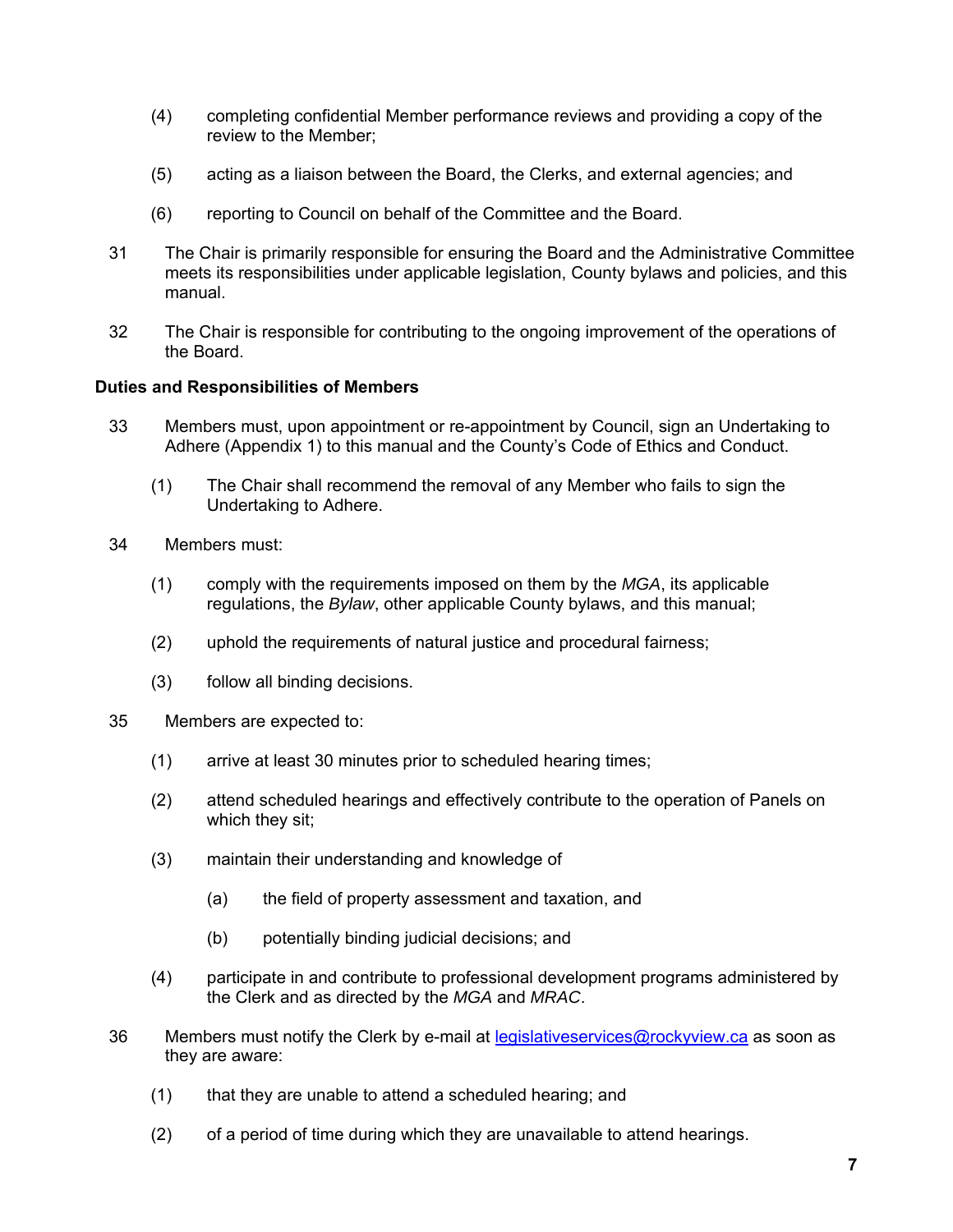(4) completing confidential Member performance reviews and providing a copy of the review to the Member;

(5) acting as a liaison between the Board, the Clerks, and external agencies; and

(6) reporting to Council on behalf of the Committee and the Board.

31 The Chair is primarily responsible for ensuring the Board and the Administrative Committee meets its responsibilities under applicable legislation, County bylaws and policies, and this manual.

32 The Chair is responsible for contributing to the ongoing improvement of the operations of the Board.

**Duties and Responsibilities of Members**

33 Members must, upon appointment or re-appointment by Council, sign an Undertaking to Adhere (Appendix 1) to this manual and the County's Code of Ethics and Conduct.

(1) The Chair shall recommend the removal of any Member who fails to sign the Undertaking to Adhere.

34 Members must:

(1) comply with the requirements imposed on them by the *MGA*, its applicable regulations, the *Bylaw*, other applicable County bylaws, and this manual;

(2) uphold the requirements of natural justice and procedural fairness;

(3) follow all binding decisions.

35 Members are expected to:

(1) arrive at least 30 minutes prior to scheduled hearing times;

(2) attend scheduled hearings and effectively contribute to the operation of Panels on which they sit;

(3) maintain their understanding and knowledge of

(a) the field of property assessment and taxation, and

(b) potentially binding judicial decisions; and

(4) participate in and contribute to professional development programs administered by the Clerk and as directed by the *MGA* and *MRAC*.

36 Members must notify the Clerk by e-mail at legislativeservices@rockyview.ca as soon as they are aware:

(1) that they are unable to attend a scheduled hearing; and

(2) of a period of time during which they are unavailable to attend hearings.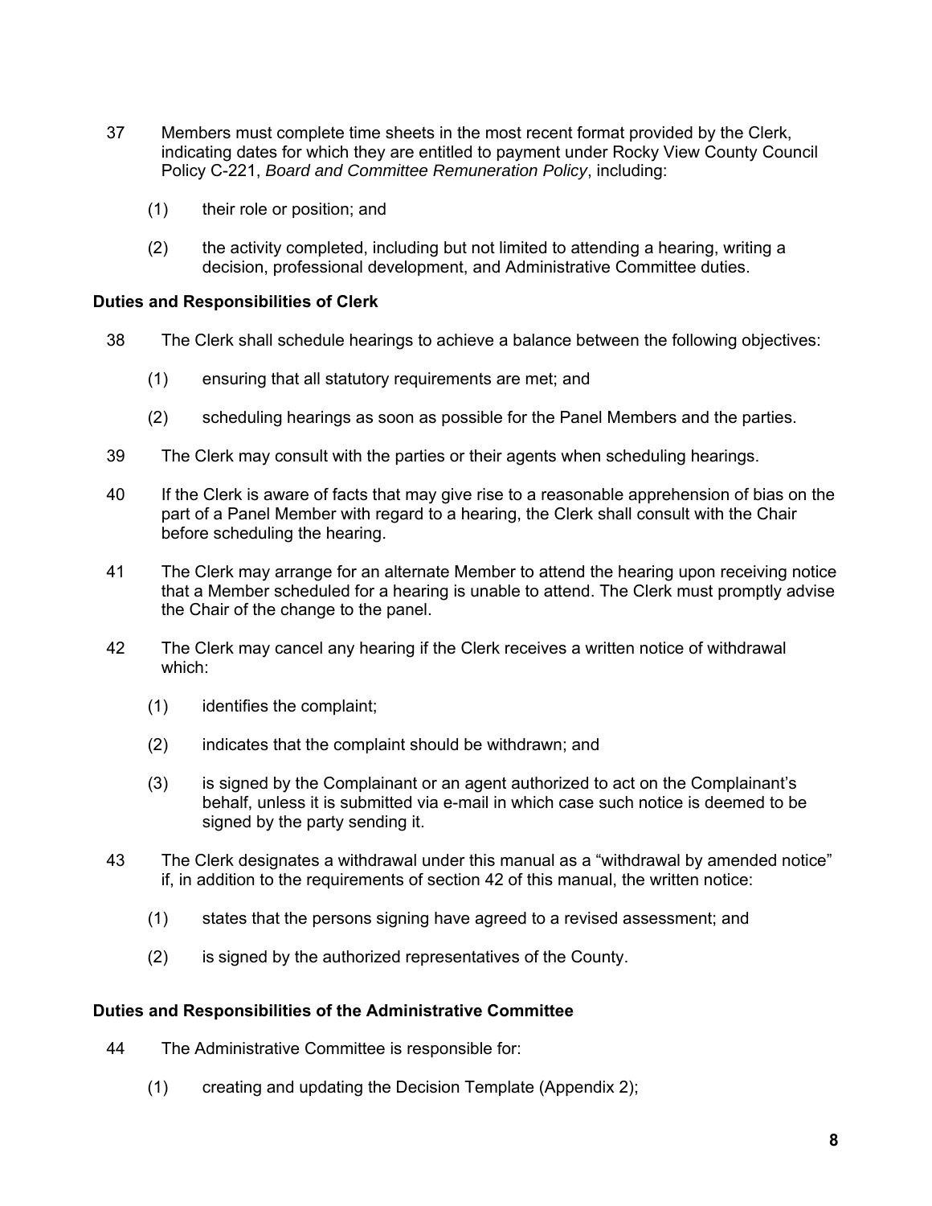37 Members must complete time sheets in the most recent format provided by the Clerk, indicating dates for which they are entitled to payment under Rocky View County Council Policy C-221, *Board and Committee Remuneration Policy*, including:

(1) their role or position; and

(2) the activity completed, including but not limited to attending a hearing, writing a decision, professional development, and Administrative Committee duties.

**Duties and Responsibilities of Clerk**

38 The Clerk shall schedule hearings to achieve a balance between the following objectives:

(1) ensuring that all statutory requirements are met; and

(2) scheduling hearings as soon as possible for the Panel Members and the parties.

39 The Clerk may consult with the parties or their agents when scheduling hearings.

40 If the Clerk is aware of facts that may give rise to a reasonable apprehension of bias on the part of a Panel Member with regard to a hearing, the Clerk shall consult with the Chair before scheduling the hearing.

41 The Clerk may arrange for an alternate Member to attend the hearing upon receiving notice that a Member scheduled for a hearing is unable to attend. The Clerk must promptly advise the Chair of the change to the panel.

42 The Clerk may cancel any hearing if the Clerk receives a written notice of withdrawal which:

(1) identifies the complaint;

(2) indicates that the complaint should be withdrawn; and

(3) is signed by the Complainant or an agent authorized to act on the Complainant's behalf, unless it is submitted via e-mail in which case such notice is deemed to be signed by the party sending it.

43 The Clerk designates a withdrawal under this manual as a "withdrawal by amended notice" if, in addition to the requirements of section 42 of this manual, the written notice:

(1) states that the persons signing have agreed to a revised assessment; and

(2) is signed by the authorized representatives of the County.

**Duties and Responsibilities of the Administrative Committee**

44 The Administrative Committee is responsible for:

(1) creating and updating the Decision Template (Appendix 2);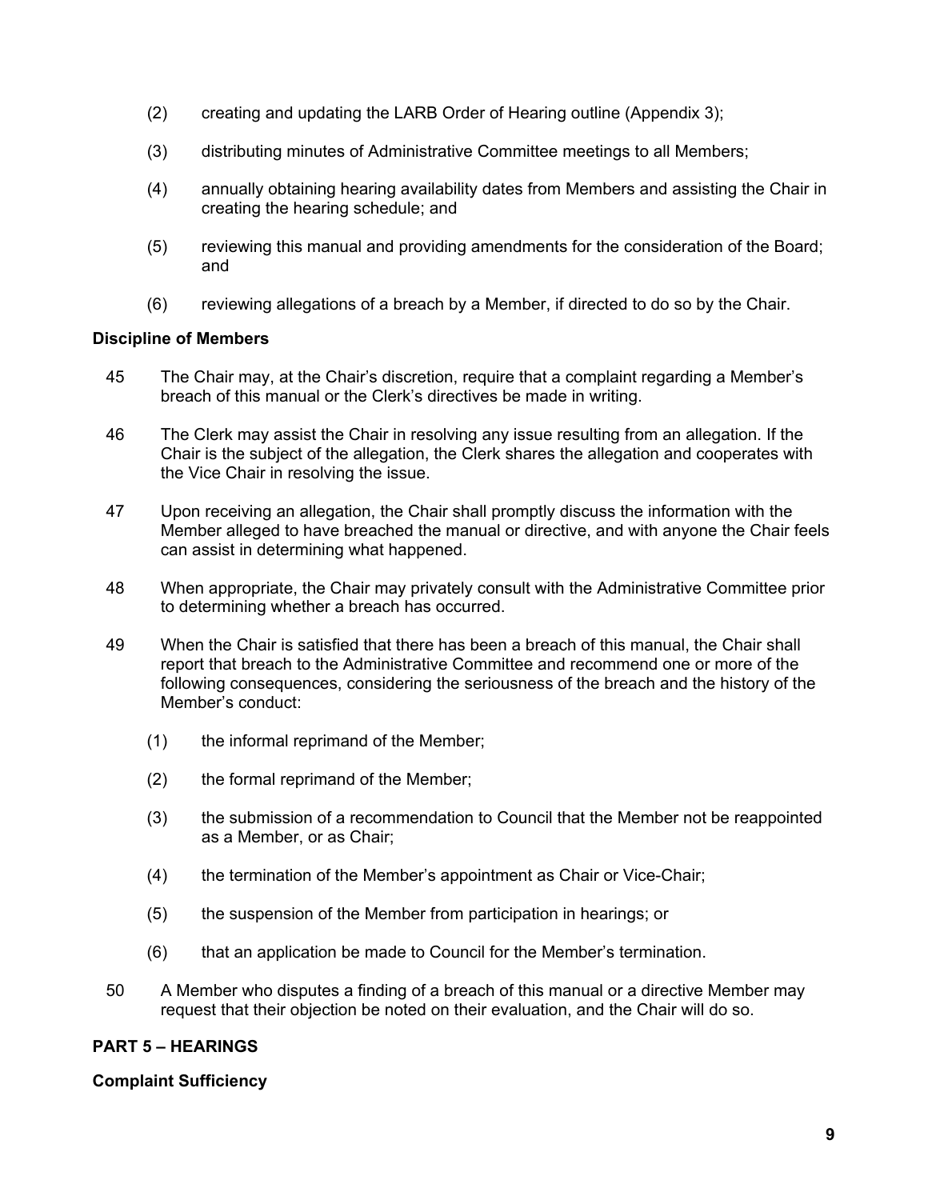(2) creating and updating the LARB Order of Hearing outline (Appendix 3);

(3) distributing minutes of Administrative Committee meetings to all Members;

(4) annually obtaining hearing availability dates from Members and assisting the Chair in creating the hearing schedule; and

(5) reviewing this manual and providing amendments for the consideration of the Board; and

(6) reviewing allegations of a breach by a Member, if directed to do so by the Chair.

**Discipline of Members**

45 The Chair may, at the Chair's discretion, require that a complaint regarding a Member's breach of this manual or the Clerk's directives be made in writing.

46 The Clerk may assist the Chair in resolving any issue resulting from an allegation. If the Chair is the subject of the allegation, the Clerk shares the allegation and cooperates with the Vice Chair in resolving the issue.

47 Upon receiving an allegation, the Chair shall promptly discuss the information with the Member alleged to have breached the manual or directive, and with anyone the Chair feels can assist in determining what happened.

48 When appropriate, the Chair may privately consult with the Administrative Committee prior to determining whether a breach has occurred.

49 When the Chair is satisfied that there has been a breach of this manual, the Chair shall report that breach to the Administrative Committee and recommend one or more of the following consequences, considering the seriousness of the breach and the history of the Member's conduct:

(1) the informal reprimand of the Member;

(2) the formal reprimand of the Member;

(3) the submission of a recommendation to Council that the Member not be reappointed as a Member, or as Chair;

(4) the termination of the Member's appointment as Chair or Vice-Chair;

(5) the suspension of the Member from participation in hearings; or

(6) that an application be made to Council for the Member's termination.

50 A Member who disputes a finding of a breach of this manual or a directive Member may request that their objection be noted on their evaluation, and the Chair will do so.

**PART 5 – HEARINGS**

**Complaint Sufficiency**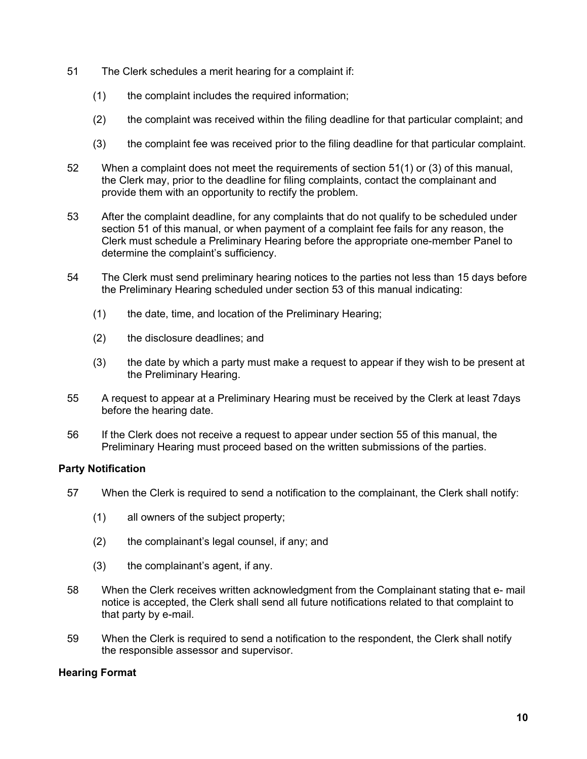51 The Clerk schedules a merit hearing for a complaint if:

(1) the complaint includes the required information;

(2) the complaint was received within the filing deadline for that particular complaint; and

(3) the complaint fee was received prior to the filing deadline for that particular complaint.

52 When a complaint does not meet the requirements of section 51(1) or (3) of this manual, the Clerk may, prior to the deadline for filing complaints, contact the complainant and provide them with an opportunity to rectify the problem.

53 After the complaint deadline, for any complaints that do not qualify to be scheduled under section 51 of this manual, or when payment of a complaint fee fails for any reason, the Clerk must schedule a Preliminary Hearing before the appropriate one-member Panel to determine the complaint's sufficiency.

54 The Clerk must send preliminary hearing notices to the parties not less than 15 days before the Preliminary Hearing scheduled under section 53 of this manual indicating:

(1) the date, time, and location of the Preliminary Hearing;

(2) the disclosure deadlines; and

(3) the date by which a party must make a request to appear if they wish to be present at the Preliminary Hearing.

55 A request to appear at a Preliminary Hearing must be received by the Clerk at least 7days before the hearing date.

56 If the Clerk does not receive a request to appear under section 55 of this manual, the Preliminary Hearing must proceed based on the written submissions of the parties.

**Party Notification**

57 When the Clerk is required to send a notification to the complainant, the Clerk shall notify:

(1) all owners of the subject property;

(2) the complainant's legal counsel, if any; and

(3) the complainant's agent, if any.

58 When the Clerk receives written acknowledgment from the Complainant stating that e- mail notice is accepted, the Clerk shall send all future notifications related to that complaint to that party by e-mail.

59 When the Clerk is required to send a notification to the respondent, the Clerk shall notify the responsible assessor and supervisor.

**Hearing Format**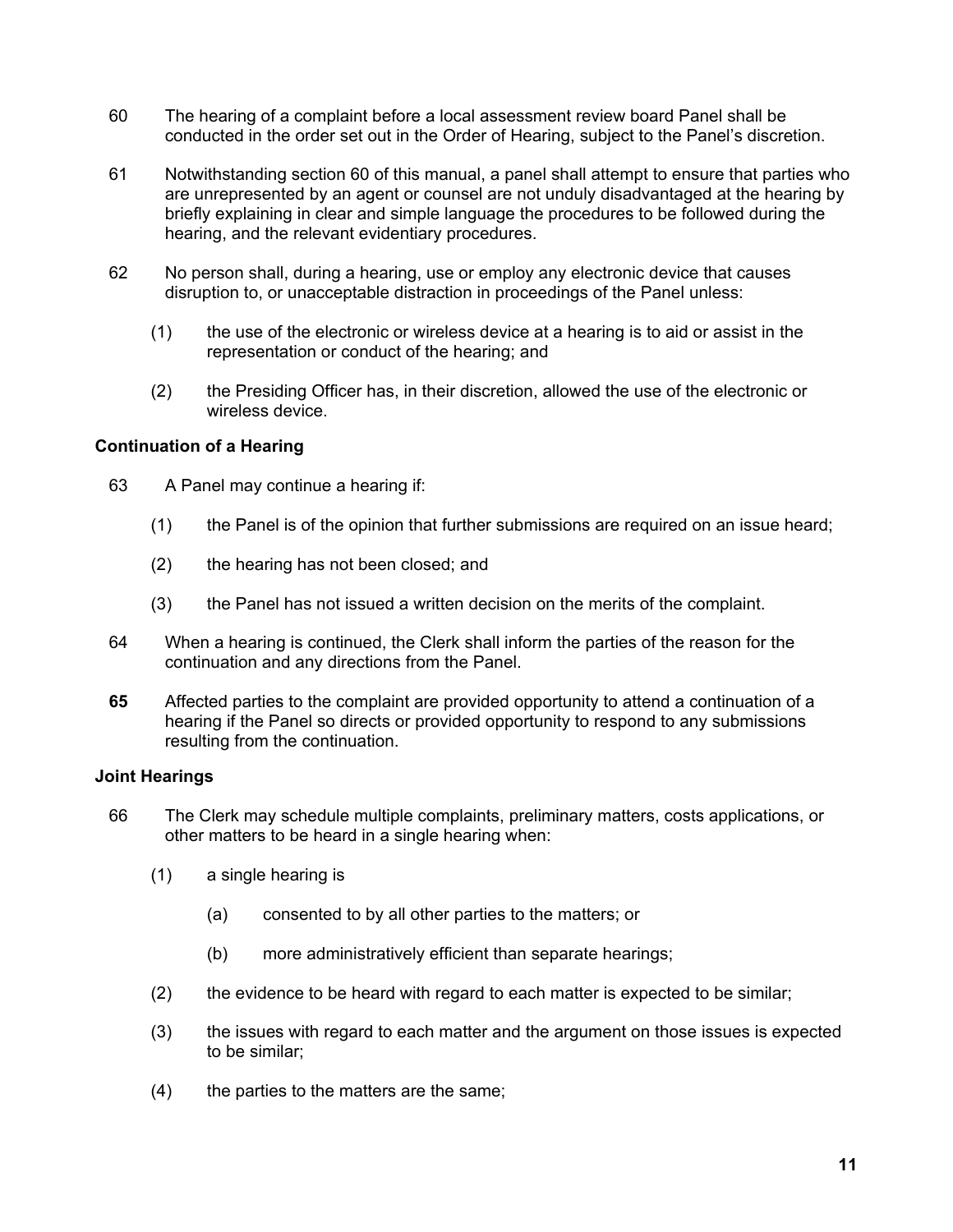60 The hearing of a complaint before a local assessment review board Panel shall be conducted in the order set out in the Order of Hearing, subject to the Panel's discretion.

61 Notwithstanding section 60 of this manual, a panel shall attempt to ensure that parties who are unrepresented by an agent or counsel are not unduly disadvantaged at the hearing by briefly explaining in clear and simple language the procedures to be followed during the hearing, and the relevant evidentiary procedures.

62 No person shall, during a hearing, use or employ any electronic device that causes disruption to, or unacceptable distraction in proceedings of the Panel unless:

(1) the use of the electronic or wireless device at a hearing is to aid or assist in the representation or conduct of the hearing; and

(2) the Presiding Officer has, in their discretion, allowed the use of the electronic or wireless device.

**Continuation of a Hearing**

63 A Panel may continue a hearing if:

(1) the Panel is of the opinion that further submissions are required on an issue heard;

(2) the hearing has not been closed; and

(3) the Panel has not issued a written decision on the merits of the complaint.

64 When a hearing is continued, the Clerk shall inform the parties of the reason for the continuation and any directions from the Panel.

**65** Affected parties to the complaint are provided opportunity to attend a continuation of a hearing if the Panel so directs or provided opportunity to respond to any submissions resulting from the continuation.

**Joint Hearings**

66 The Clerk may schedule multiple complaints, preliminary matters, costs applications, or other matters to be heard in a single hearing when:

(1) a single hearing is

(a) consented to by all other parties to the matters; or

(b) more administratively efficient than separate hearings;

(2) the evidence to be heard with regard to each matter is expected to be similar;

(3) the issues with regard to each matter and the argument on those issues is expected to be similar;

(4) the parties to the matters are the same;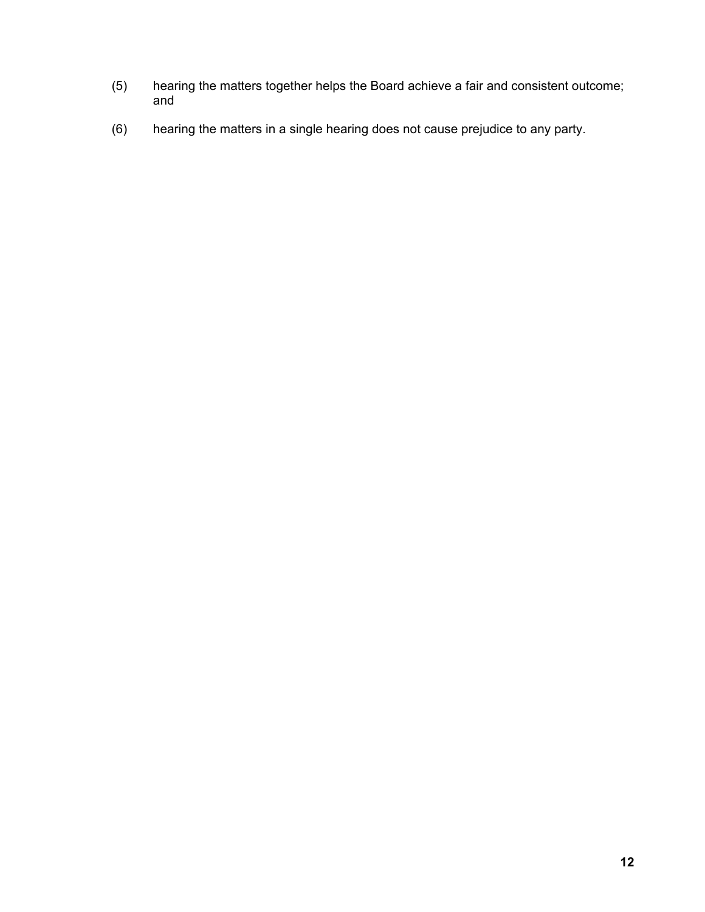(5) hearing the matters together helps the Board achieve a fair and consistent outcome; and

(6) hearing the matters in a single hearing does not cause prejudice to any party.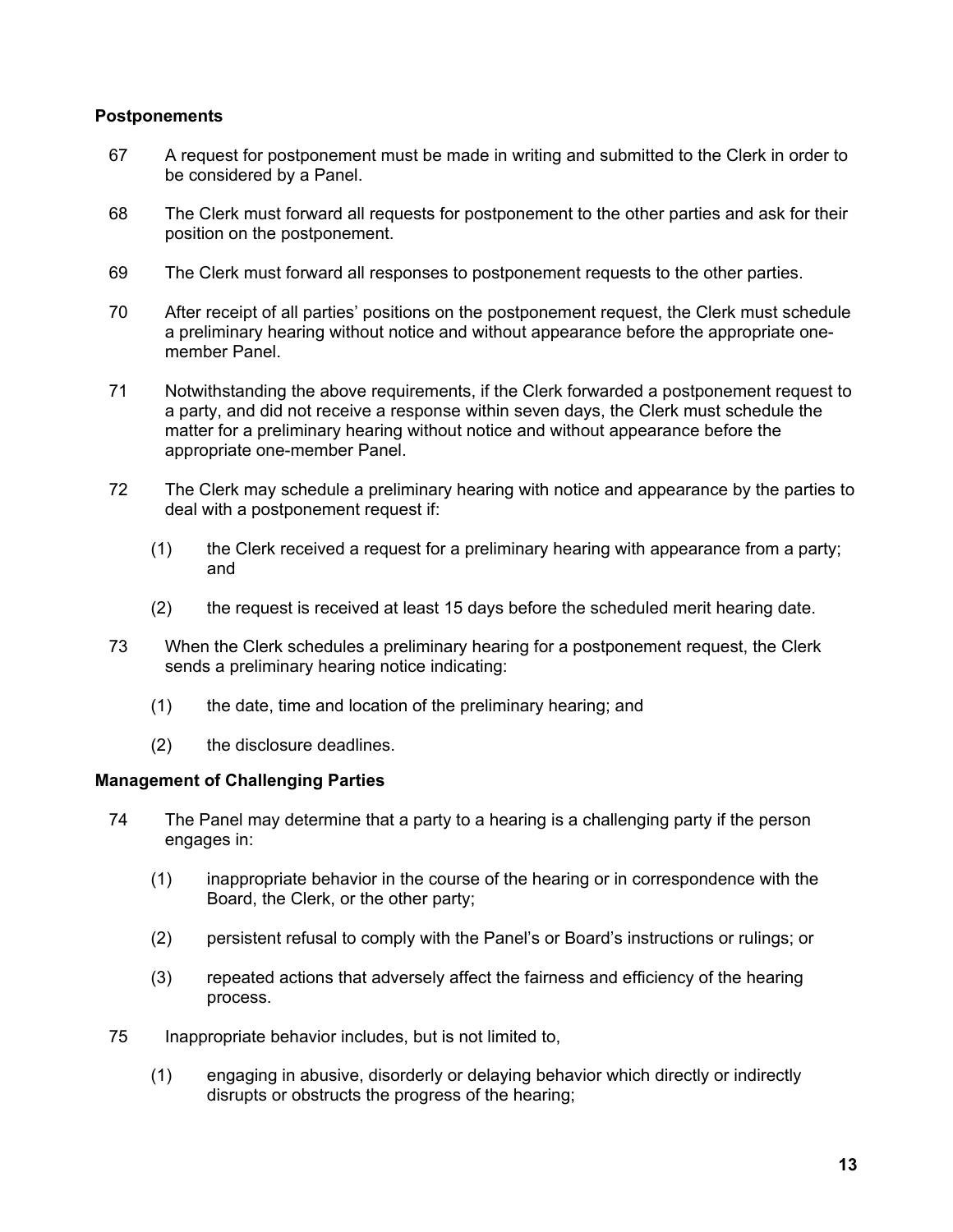### Postponements

67 A request for postponement must be made in writing and submitted to the Clerk in order to be considered by a Panel.

68 The Clerk must forward all requests for postponement to the other parties and ask for their position on the postponement.

69 The Clerk must forward all responses to postponement requests to the other parties.

70 After receipt of all parties' positions on the postponement request, the Clerk must schedule a preliminary hearing without notice and without appearance before the appropriate one-member Panel.

71 Notwithstanding the above requirements, if the Clerk forwarded a postponement request to a party, and did not receive a response within seven days, the Clerk must schedule the matter for a preliminary hearing without notice and without appearance before the appropriate one-member Panel.

72 The Clerk may schedule a preliminary hearing with notice and appearance by the parties to deal with a postponement request if:

(1) the Clerk received a request for a preliminary hearing with appearance from a party; and

(2) the request is received at least 15 days before the scheduled merit hearing date.

73 When the Clerk schedules a preliminary hearing for a postponement request, the Clerk sends a preliminary hearing notice indicating:

(1) the date, time and location of the preliminary hearing; and

(2) the disclosure deadlines.

### Management of Challenging Parties

74 The Panel may determine that a party to a hearing is a challenging party if the person engages in:

(1) inappropriate behavior in the course of the hearing or in correspondence with the Board, the Clerk, or the other party;

(2) persistent refusal to comply with the Panel's or Board's instructions or rulings; or

(3) repeated actions that adversely affect the fairness and efficiency of the hearing process.

75 Inappropriate behavior includes, but is not limited to,

(1) engaging in abusive, disorderly or delaying behavior which directly or indirectly disrupts or obstructs the progress of the hearing;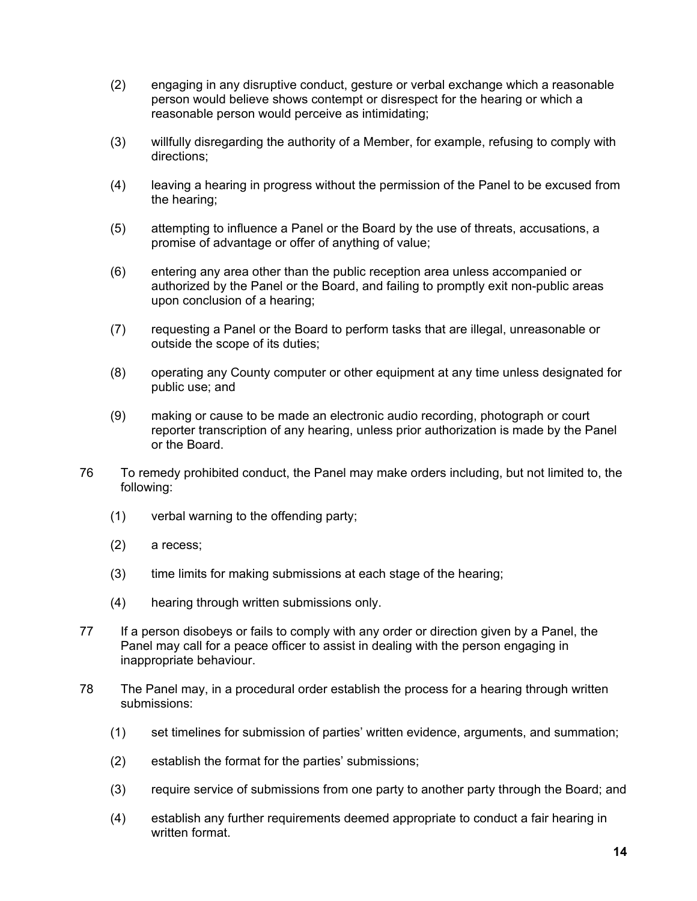(2) engaging in any disruptive conduct, gesture or verbal exchange which a reasonable person would believe shows contempt or disrespect for the hearing or which a reasonable person would perceive as intimidating;

(3) willfully disregarding the authority of a Member, for example, refusing to comply with directions;

(4) leaving a hearing in progress without the permission of the Panel to be excused from the hearing;

(5) attempting to influence a Panel or the Board by the use of threats, accusations, a promise of advantage or offer of anything of value;

(6) entering any area other than the public reception area unless accompanied or authorized by the Panel or the Board, and failing to promptly exit non-public areas upon conclusion of a hearing;

(7) requesting a Panel or the Board to perform tasks that are illegal, unreasonable or outside the scope of its duties;

(8) operating any County computer or other equipment at any time unless designated for public use; and

(9) making or cause to be made an electronic audio recording, photograph or court reporter transcription of any hearing, unless prior authorization is made by the Panel or the Board.

76 To remedy prohibited conduct, the Panel may make orders including, but not limited to, the following:

(1) verbal warning to the offending party;

(2) a recess;

(3) time limits for making submissions at each stage of the hearing;

(4) hearing through written submissions only.

77 If a person disobeys or fails to comply with any order or direction given by a Panel, the Panel may call for a peace officer to assist in dealing with the person engaging in inappropriate behaviour.

78 The Panel may, in a procedural order establish the process for a hearing through written submissions:

(1) set timelines for submission of parties' written evidence, arguments, and summation;

(2) establish the format for the parties' submissions;

(3) require service of submissions from one party to another party through the Board; and

(4) establish any further requirements deemed appropriate to conduct a fair hearing in written format.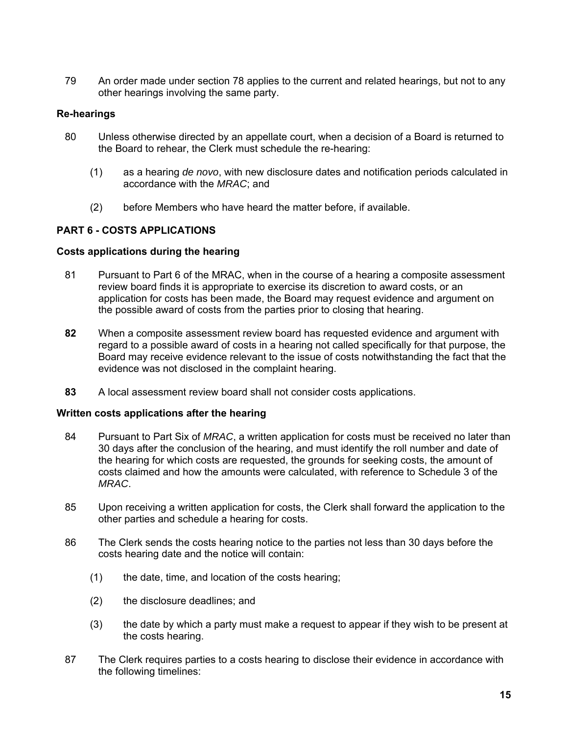79 An order made under section 78 applies to the current and related hearings, but not to any other hearings involving the same party.

### Re-hearings

80 Unless otherwise directed by an appellate court, when a decision of a Board is returned to the Board to rehear, the Clerk must schedule the re-hearing:

(1) as a hearing *de novo*, with new disclosure dates and notification periods calculated in accordance with the *MRAC*; and

(2) before Members who have heard the matter before, if available.

## PART 6 - COSTS APPLICATIONS

### Costs applications during the hearing

81 Pursuant to Part 6 of the MRAC, when in the course of a hearing a composite assessment review board finds it is appropriate to exercise its discretion to award costs, or an application for costs has been made, the Board may request evidence and argument on the possible award of costs from the parties prior to closing that hearing.

**82** When a composite assessment review board has requested evidence and argument with regard to a possible award of costs in a hearing not called specifically for that purpose, the Board may receive evidence relevant to the issue of costs notwithstanding the fact that the evidence was not disclosed in the complaint hearing.

**83** A local assessment review board shall not consider costs applications.

### Written costs applications after the hearing

84 Pursuant to Part Six of *MRAC*, a written application for costs must be received no later than 30 days after the conclusion of the hearing, and must identify the roll number and date of the hearing for which costs are requested, the grounds for seeking costs, the amount of costs claimed and how the amounts were calculated, with reference to Schedule 3 of the *MRAC*.

85 Upon receiving a written application for costs, the Clerk shall forward the application to the other parties and schedule a hearing for costs.

86 The Clerk sends the costs hearing notice to the parties not less than 30 days before the costs hearing date and the notice will contain:

(1) the date, time, and location of the costs hearing;

(2) the disclosure deadlines; and

(3) the date by which a party must make a request to appear if they wish to be present at the costs hearing.

87 The Clerk requires parties to a costs hearing to disclose their evidence in accordance with the following timelines: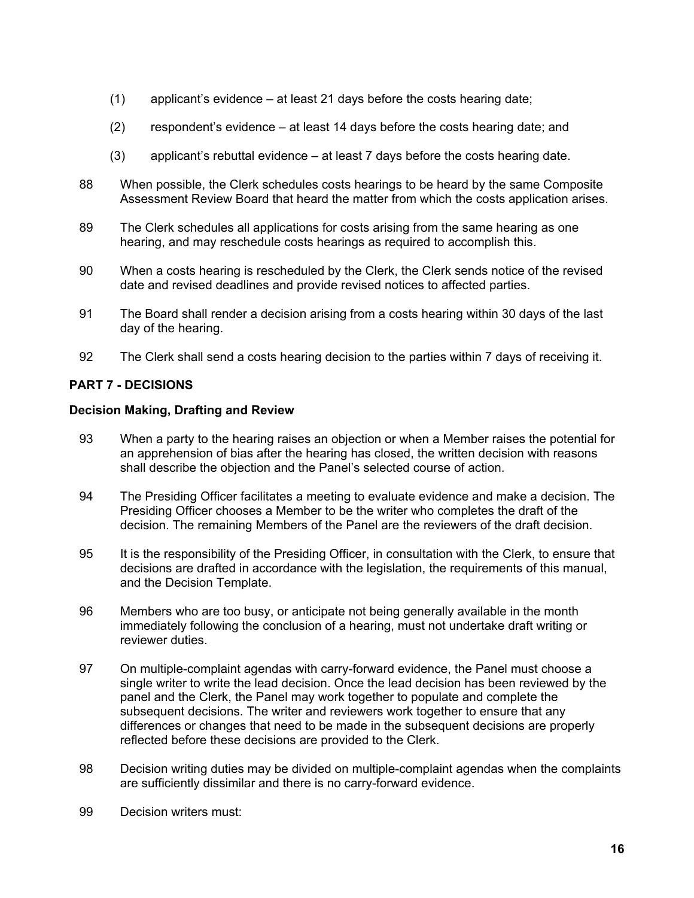(1) applicant's evidence – at least 21 days before the costs hearing date;

(2) respondent's evidence – at least 14 days before the costs hearing date; and

(3) applicant's rebuttal evidence – at least 7 days before the costs hearing date.

88 When possible, the Clerk schedules costs hearings to be heard by the same Composite Assessment Review Board that heard the matter from which the costs application arises.

89 The Clerk schedules all applications for costs arising from the same hearing as one hearing, and may reschedule costs hearings as required to accomplish this.

90 When a costs hearing is rescheduled by the Clerk, the Clerk sends notice of the revised date and revised deadlines and provide revised notices to affected parties.

91 The Board shall render a decision arising from a costs hearing within 30 days of the last day of the hearing.

92 The Clerk shall send a costs hearing decision to the parties within 7 days of receiving it.

## PART 7 - DECISIONS

### Decision Making, Drafting and Review

93 When a party to the hearing raises an objection or when a Member raises the potential for an apprehension of bias after the hearing has closed, the written decision with reasons shall describe the objection and the Panel's selected course of action.

94 The Presiding Officer facilitates a meeting to evaluate evidence and make a decision. The Presiding Officer chooses a Member to be the writer who completes the draft of the decision. The remaining Members of the Panel are the reviewers of the draft decision.

95 It is the responsibility of the Presiding Officer, in consultation with the Clerk, to ensure that decisions are drafted in accordance with the legislation, the requirements of this manual, and the Decision Template.

96 Members who are too busy, or anticipate not being generally available in the month immediately following the conclusion of a hearing, must not undertake draft writing or reviewer duties.

97 On multiple-complaint agendas with carry-forward evidence, the Panel must choose a single writer to write the lead decision. Once the lead decision has been reviewed by the panel and the Clerk, the Panel may work together to populate and complete the subsequent decisions. The writer and reviewers work together to ensure that any differences or changes that need to be made in the subsequent decisions are properly reflected before these decisions are provided to the Clerk.

98 Decision writing duties may be divided on multiple-complaint agendas when the complaints are sufficiently dissimilar and there is no carry-forward evidence.

99 Decision writers must: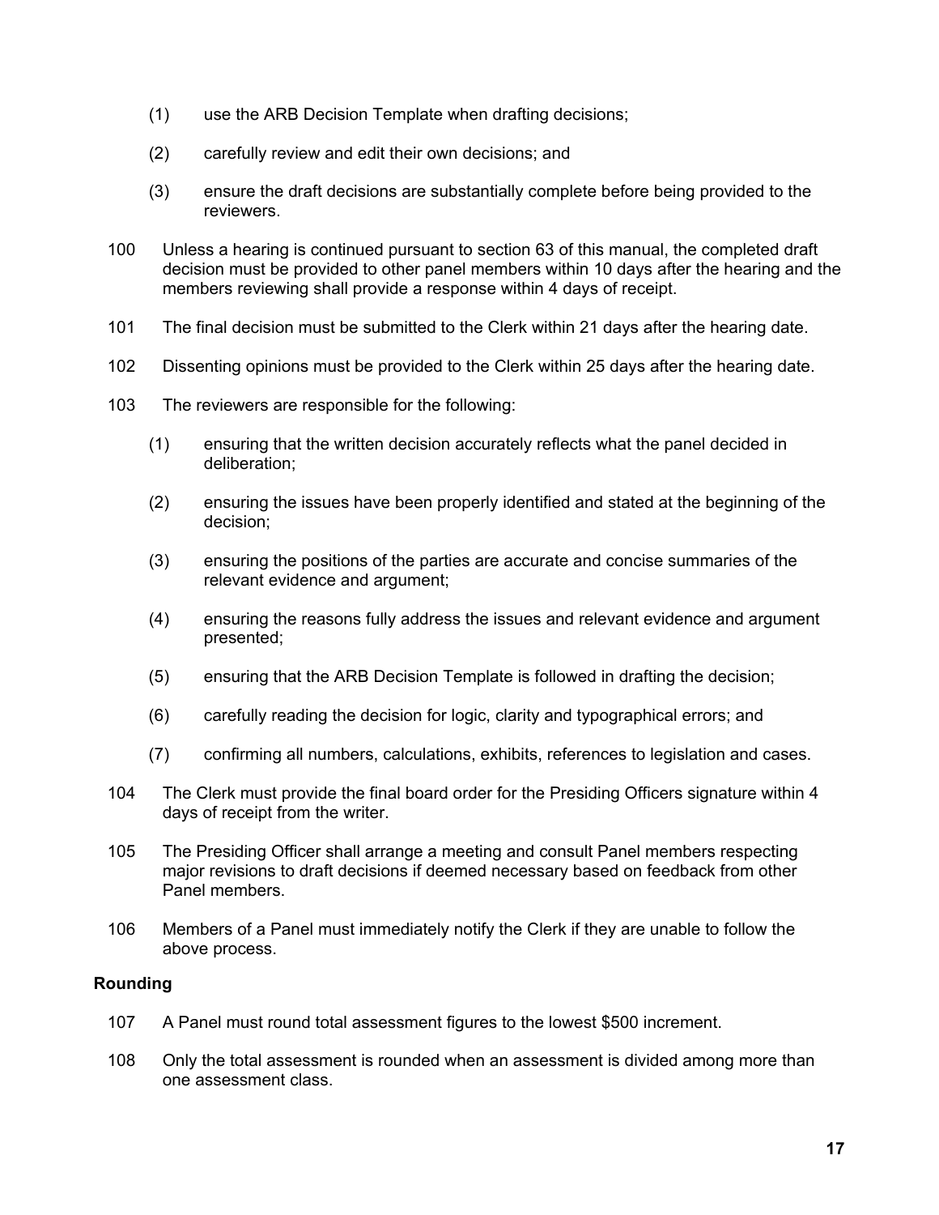(1) use the ARB Decision Template when drafting decisions;

(2) carefully review and edit their own decisions; and

(3) ensure the draft decisions are substantially complete before being provided to the reviewers.

100 Unless a hearing is continued pursuant to section 63 of this manual, the completed draft decision must be provided to other panel members within 10 days after the hearing and the members reviewing shall provide a response within 4 days of receipt.

101 The final decision must be submitted to the Clerk within 21 days after the hearing date.

102 Dissenting opinions must be provided to the Clerk within 25 days after the hearing date.

103 The reviewers are responsible for the following:

(1) ensuring that the written decision accurately reflects what the panel decided in deliberation;

(2) ensuring the issues have been properly identified and stated at the beginning of the decision;

(3) ensuring the positions of the parties are accurate and concise summaries of the relevant evidence and argument;

(4) ensuring the reasons fully address the issues and relevant evidence and argument presented;

(5) ensuring that the ARB Decision Template is followed in drafting the decision;

(6) carefully reading the decision for logic, clarity and typographical errors; and

(7) confirming all numbers, calculations, exhibits, references to legislation and cases.

104 The Clerk must provide the final board order for the Presiding Officers signature within 4 days of receipt from the writer.

105 The Presiding Officer shall arrange a meeting and consult Panel members respecting major revisions to draft decisions if deemed necessary based on feedback from other Panel members.

106 Members of a Panel must immediately notify the Clerk if they are unable to follow the above process.

**Rounding**

107 A Panel must round total assessment figures to the lowest $500 increment.

108 Only the total assessment is rounded when an assessment is divided among more than one assessment class.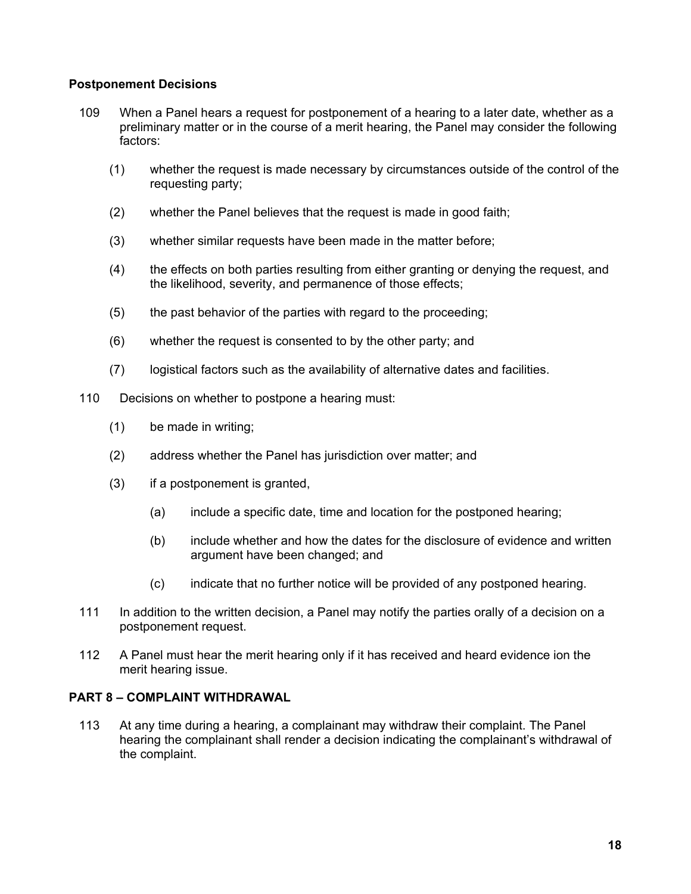**Postponement Decisions**

109 When a Panel hears a request for postponement of a hearing to a later date, whether as a preliminary matter or in the course of a merit hearing, the Panel may consider the following factors:

(1) whether the request is made necessary by circumstances outside of the control of the requesting party;

(2) whether the Panel believes that the request is made in good faith;

(3) whether similar requests have been made in the matter before;

(4) the effects on both parties resulting from either granting or denying the request, and the likelihood, severity, and permanence of those effects;

(5) the past behavior of the parties with regard to the proceeding;

(6) whether the request is consented to by the other party; and

(7) logistical factors such as the availability of alternative dates and facilities.

110 Decisions on whether to postpone a hearing must:

(1) be made in writing;

(2) address whether the Panel has jurisdiction over matter; and

(3) if a postponement is granted,

(a) include a specific date, time and location for the postponed hearing;

(b) include whether and how the dates for the disclosure of evidence and written argument have been changed; and

(c) indicate that no further notice will be provided of any postponed hearing.

111 In addition to the written decision, a Panel may notify the parties orally of a decision on a postponement request.

112 A Panel must hear the merit hearing only if it has received and heard evidence ion the merit hearing issue.

## PART 8 – COMPLAINT WITHDRAWAL

113 At any time during a hearing, a complainant may withdraw their complaint. The Panel hearing the complainant shall render a decision indicating the complainant's withdrawal of the complaint.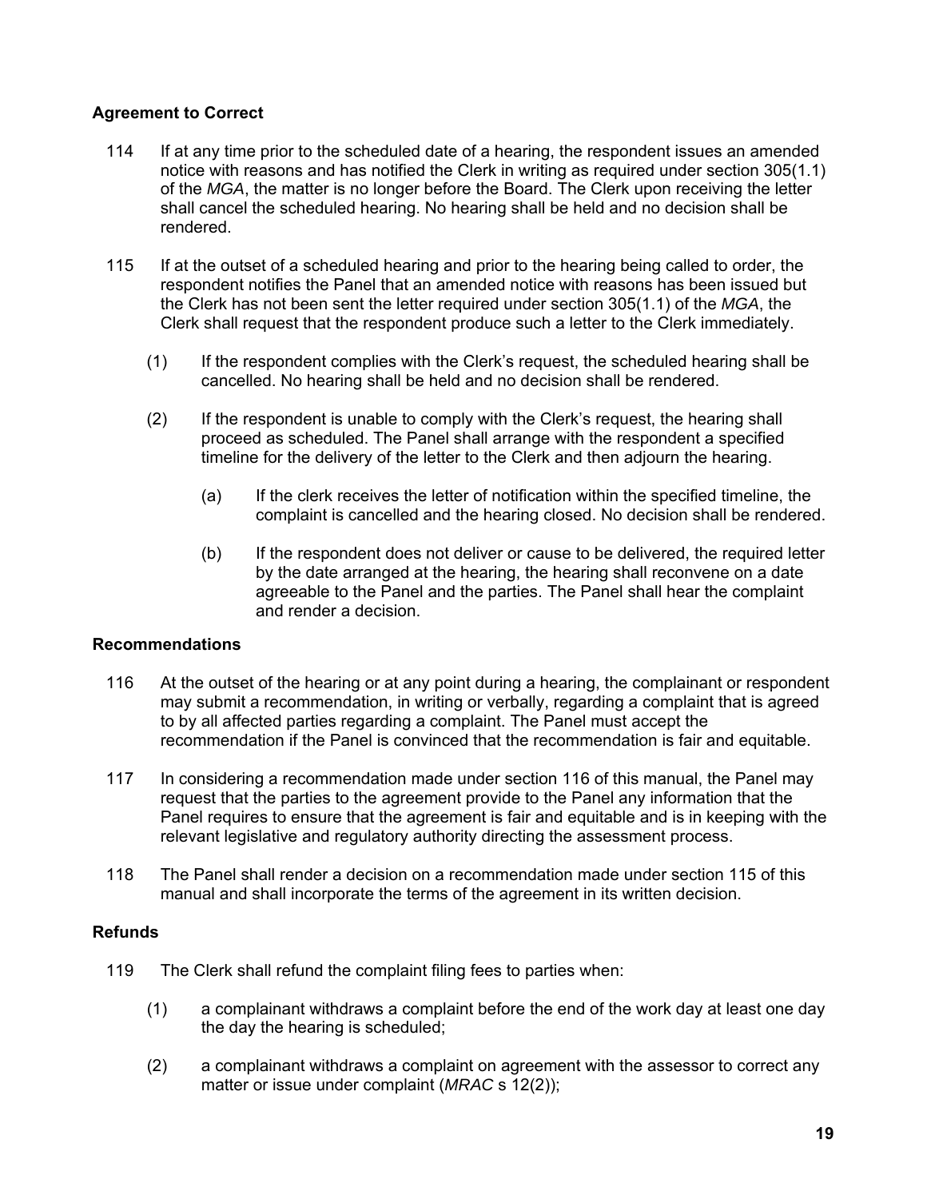### Agreement to Correct

114 If at any time prior to the scheduled date of a hearing, the respondent issues an amended notice with reasons and has notified the Clerk in writing as required under section 305(1.1) of the *MGA*, the matter is no longer before the Board. The Clerk upon receiving the letter shall cancel the scheduled hearing. No hearing shall be held and no decision shall be rendered.

115 If at the outset of a scheduled hearing and prior to the hearing being called to order, the respondent notifies the Panel that an amended notice with reasons has been issued but the Clerk has not been sent the letter required under section 305(1.1) of the *MGA*, the Clerk shall request that the respondent produce such a letter to the Clerk immediately.

- (1) If the respondent complies with the Clerk's request, the scheduled hearing shall be cancelled. No hearing shall be held and no decision shall be rendered.
- (2) If the respondent is unable to comply with the Clerk's request, the hearing shall proceed as scheduled. The Panel shall arrange with the respondent a specified timeline for the delivery of the letter to the Clerk and then adjourn the hearing.
    - (a) If the clerk receives the letter of notification within the specified timeline, the complaint is cancelled and the hearing closed. No decision shall be rendered.
    - (b) If the respondent does not deliver or cause to be delivered, the required letter by the date arranged at the hearing, the hearing shall reconvene on a date agreeable to the Panel and the parties. The Panel shall hear the complaint and render a decision.

### Recommendations

116 At the outset of the hearing or at any point during a hearing, the complainant or respondent may submit a recommendation, in writing or verbally, regarding a complaint that is agreed to by all affected parties regarding a complaint. The Panel must accept the recommendation if the Panel is convinced that the recommendation is fair and equitable.

117 In considering a recommendation made under section 116 of this manual, the Panel may request that the parties to the agreement provide to the Panel any information that the Panel requires to ensure that the agreement is fair and equitable and is in keeping with the relevant legislative and regulatory authority directing the assessment process.

118 The Panel shall render a decision on a recommendation made under section 115 of this manual and shall incorporate the terms of the agreement in its written decision.

### Refunds

119 The Clerk shall refund the complaint filing fees to parties when:

- (1) a complainant withdraws a complaint before the end of the work day at least one day the day the hearing is scheduled;
- (2) a complainant withdraws a complaint on agreement with the assessor to correct any matter or issue under complaint (*MRAC* s 12(2));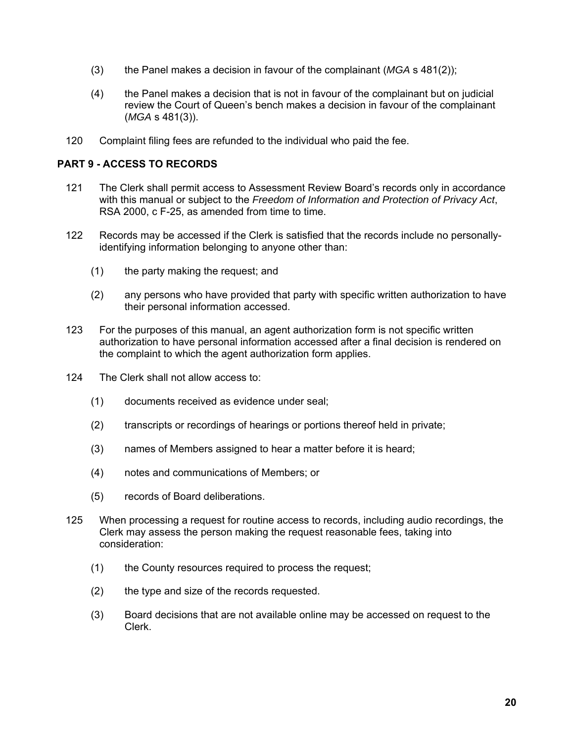(3) the Panel makes a decision in favour of the complainant (*MGA* s 481(2));

(4) the Panel makes a decision that is not in favour of the complainant but on judicial review the Court of Queen's bench makes a decision in favour of the complainant (*MGA* s 481(3)).

120 Complaint filing fees are refunded to the individual who paid the fee.

## PART 9 - ACCESS TO RECORDS

121 The Clerk shall permit access to Assessment Review Board's records only in accordance with this manual or subject to the *Freedom of Information and Protection of Privacy Act*, RSA 2000, c F-25, as amended from time to time.

122 Records may be accessed if the Clerk is satisfied that the records include no personally-identifying information belonging to anyone other than:

(1) the party making the request; and

(2) any persons who have provided that party with specific written authorization to have their personal information accessed.

123 For the purposes of this manual, an agent authorization form is not specific written authorization to have personal information accessed after a final decision is rendered on the complaint to which the agent authorization form applies.

124 The Clerk shall not allow access to:

(1) documents received as evidence under seal;

(2) transcripts or recordings of hearings or portions thereof held in private;

(3) names of Members assigned to hear a matter before it is heard;

(4) notes and communications of Members; or

(5) records of Board deliberations.

125 When processing a request for routine access to records, including audio recordings, the Clerk may assess the person making the request reasonable fees, taking into consideration:

(1) the County resources required to process the request;

(2) the type and size of the records requested.

(3) Board decisions that are not available online may be accessed on request to the Clerk.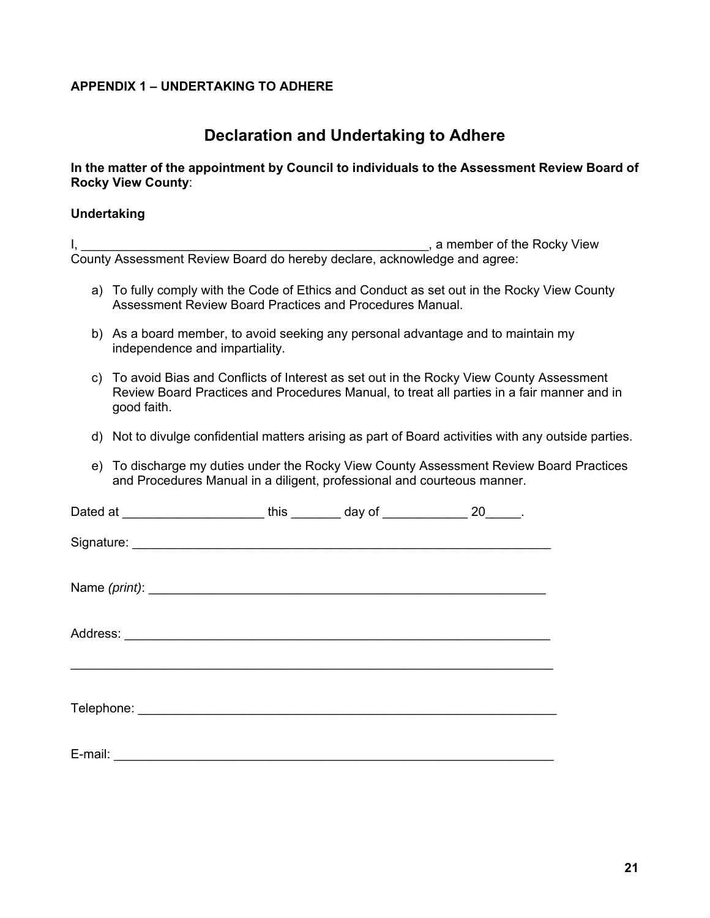**APPENDIX 1 – UNDERTAKING TO ADHERE**

## Declaration and Undertaking to Adhere

**In the matter of the appointment by Council to individuals to the Assessment Review Board of Rocky View County**:

**Undertaking**

I, ___________________________________________________, a member of the Rocky View County Assessment Review Board do hereby declare, acknowledge and agree:

a) To fully comply with the Code of Ethics and Conduct as set out in the Rocky View County Assessment Review Board Practices and Procedures Manual.

b) As a board member, to avoid seeking any personal advantage and to maintain my independence and impartiality.

c) To avoid Bias and Conflicts of Interest as set out in the Rocky View County Assessment Review Board Practices and Procedures Manual, to treat all parties in a fair manner and in good faith.

d) Not to divulge confidential matters arising as part of Board activities with any outside parties.

e) To discharge my duties under the Rocky View County Assessment Review Board Practices and Procedures Manual in a diligent, professional and courteous manner.

Dated at ____________________ this _______ day of ____________ 20_____.

Signature: ______________________________________________________________

Name *(print)*: ___________________________________________________________

Address: ________________________________________________________________

_______________________________________________________________________

Telephone: ______________________________________________________________

E-mail: _________________________________________________________________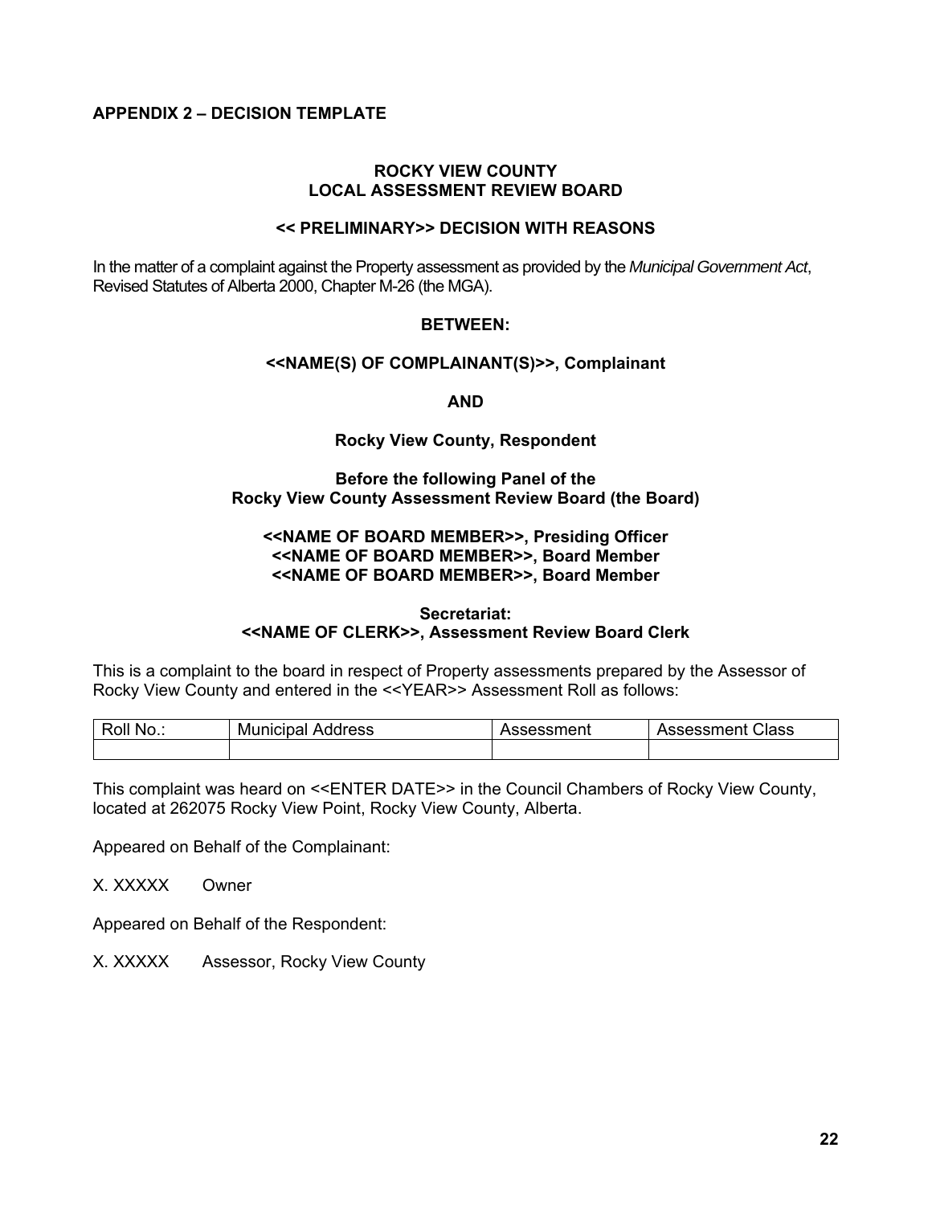**APPENDIX 2 – DECISION TEMPLATE**

**ROCKY VIEW COUNTY**
**LOCAL ASSESSMENT REVIEW BOARD**

**<< PRELIMINARY>> DECISION WITH REASONS**

In the matter of a complaint against the Property assessment as provided by the *Municipal Government Act*, Revised Statutes of Alberta 2000, Chapter M-26 (the MGA).

**BETWEEN:**

**<<NAME(S) OF COMPLAINANT(S)>>, Complainant**

**AND**

**Rocky View County, Respondent**

**Before the following Panel of the**
**Rocky View County Assessment Review Board (the Board)**

**<<NAME OF BOARD MEMBER>>, Presiding Officer**
**<<NAME OF BOARD MEMBER>>, Board Member**
**<<NAME OF BOARD MEMBER>>, Board Member**

**Secretariat:**
**<<NAME OF CLERK>>, Assessment Review Board Clerk**

This is a complaint to the board in respect of Property assessments prepared by the Assessor of Rocky View County and entered in the <<YEAR>> Assessment Roll as follows:

| Roll No.: | Municipal Address | Assessment | Assessment Class |
|---|---|---|---|
| | | | |

This complaint was heard on <<ENTER DATE>> in the Council Chambers of Rocky View County, located at 262075 Rocky View Point, Rocky View County, Alberta.

Appeared on Behalf of the Complainant:

X. XXXXX  Owner

Appeared on Behalf of the Respondent:

X. XXXXX  Assessor, Rocky View County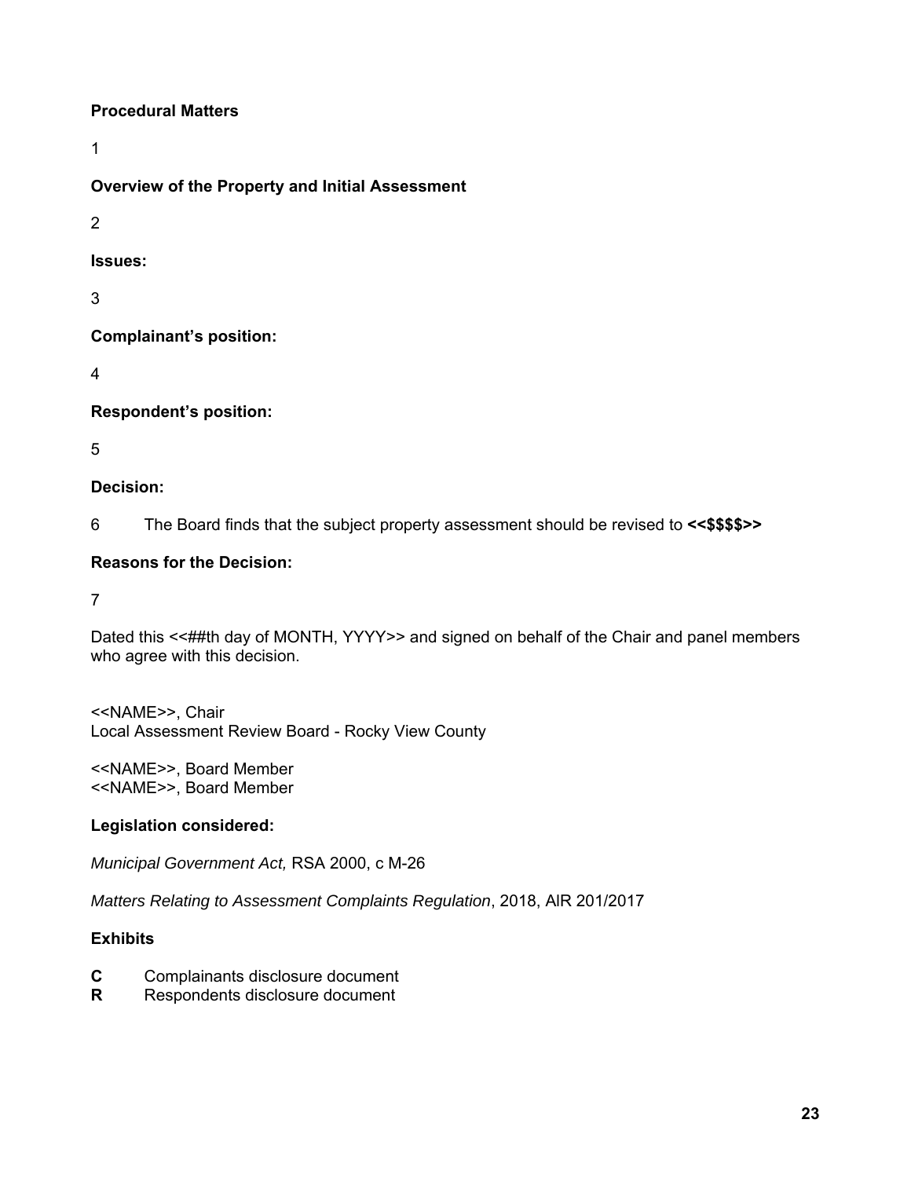**Procedural Matters**

1

**Overview of the Property and Initial Assessment**

2

**Issues:**

3

**Complainant's position:**

4

**Respondent's position:**

5

**Decision:**

6 The Board finds that the subject property assessment should be revised to **<<$$$$>>**

**Reasons for the Decision:**

7

Dated this <<##th day of MONTH, YYYY>> and signed on behalf of the Chair and panel members who agree with this decision.

<<NAME>>, Chair
Local Assessment Review Board - Rocky View County

<<NAME>>, Board Member
<<NAME>>, Board Member

**Legislation considered:**

*Municipal Government Act,* RSA 2000, c M-26

*Matters Relating to Assessment Complaints Regulation*, 2018, AIR 201/2017

**Exhibits**

**C** Complainants disclosure document
**R** Respondents disclosure document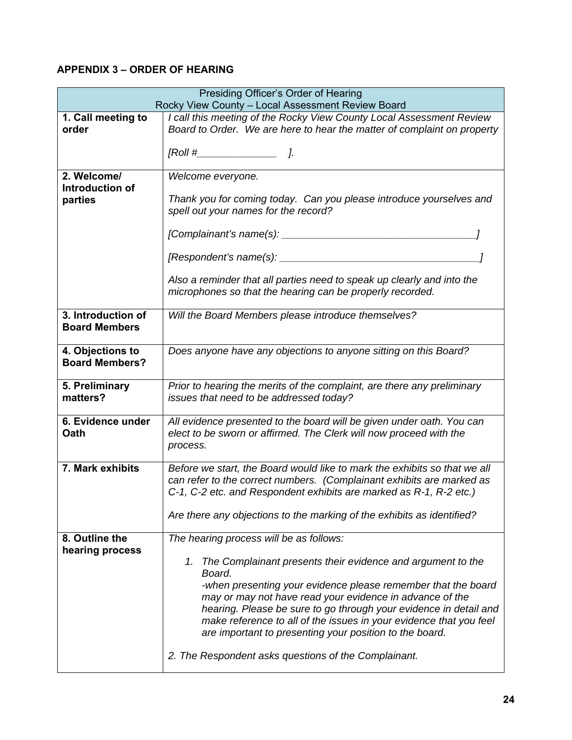**APPENDIX 3 – ORDER OF HEARING**

| Presiding Officer's Order of Hearing<br>Rocky View County – Local Assessment Review Board | |
|---|---|
| **1. Call meeting to order** | *I call this meeting of the Rocky View County Local Assessment Review Board to Order. We are here to hear the matter of complaint on property*<br><br>*[Roll #______________ ].* |
| **2. Welcome/ Introduction of parties** | *Welcome everyone.*<br><br>*Thank you for coming today. Can you please introduce yourselves and spell out your names for the record?*<br><br>*[Complainant's name(s): ___________________________________]*<br><br>*[Respondent's name(s): ____________________________________]*<br><br>*Also a reminder that all parties need to speak up clearly and into the microphones so that the hearing can be properly recorded.* |
| **3. Introduction of Board Members** | *Will the Board Members please introduce themselves?* |
| **4. Objections to Board Members?** | *Does anyone have any objections to anyone sitting on this Board?* |
| **5. Preliminary matters?** | *Prior to hearing the merits of the complaint, are there any preliminary issues that need to be addressed today?* |
| **6. Evidence under Oath** | *All evidence presented to the board will be given under oath. You can elect to be sworn or affirmed. The Clerk will now proceed with the process.* |
| **7. Mark exhibits** | *Before we start, the Board would like to mark the exhibits so that we all can refer to the correct numbers. (Complainant exhibits are marked as C-1, C-2 etc. and Respondent exhibits are marked as R-1, R-2 etc.)*<br><br>*Are there any objections to the marking of the exhibits as identified?* |
| **8. Outline the hearing process** | *The hearing process will be as follows:*<br><br>*1. The Complainant presents their evidence and argument to the Board.*<br>*-when presenting your evidence please remember that the board may or may not have read your evidence in advance of the hearing. Please be sure to go through your evidence in detail and make reference to all of the issues in your evidence that you feel are important to presenting your position to the board.*<br><br>*2. The Respondent asks questions of the Complainant.* |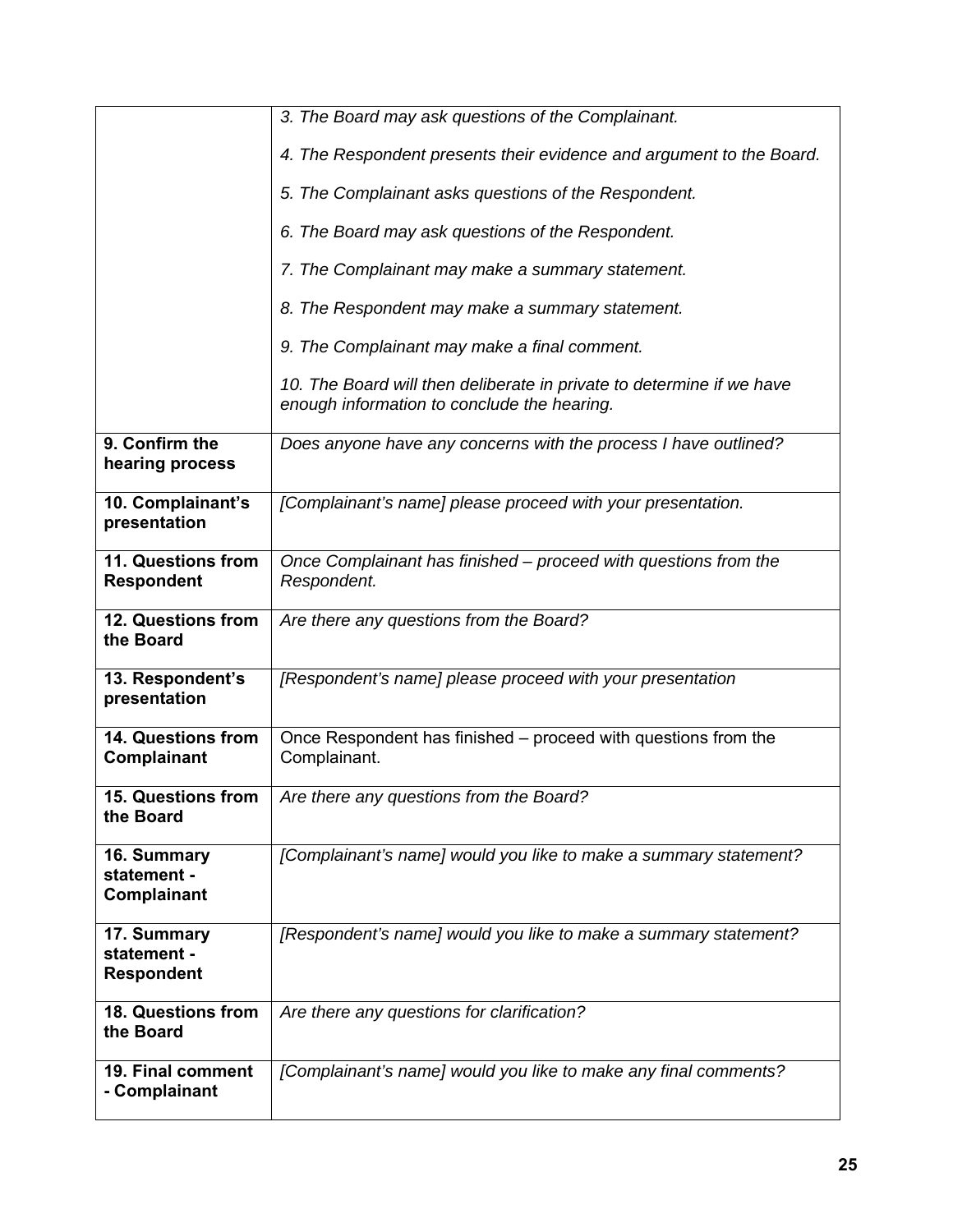| | |
|---|---|
| | *3. The Board may ask questions of the Complainant.*<br><br>*4. The Respondent presents their evidence and argument to the Board.*<br><br>*5. The Complainant asks questions of the Respondent.*<br><br>*6. The Board may ask questions of the Respondent.*<br><br>*7. The Complainant may make a summary statement.*<br><br>*8. The Respondent may make a summary statement.*<br><br>*9. The Complainant may make a final comment.*<br><br>*10. The Board will then deliberate in private to determine if we have enough information to conclude the hearing.* |
| **9. Confirm the hearing process** | *Does anyone have any concerns with the process I have outlined?* |
| **10. Complainant's presentation** | *[Complainant's name] please proceed with your presentation.* |
| **11. Questions from Respondent** | *Once Complainant has finished – proceed with questions from the Respondent.* |
| **12. Questions from the Board** | *Are there any questions from the Board?* |
| **13. Respondent's presentation** | *[Respondent's name] please proceed with your presentation* |
| **14. Questions from Complainant** | Once Respondent has finished – proceed with questions from the Complainant. |
| **15. Questions from the Board** | *Are there any questions from the Board?* |
| **16. Summary statement - Complainant** | *[Complainant's name] would you like to make a summary statement?* |
| **17. Summary statement - Respondent** | *[Respondent's name] would you like to make a summary statement?* |
| **18. Questions from the Board** | *Are there any questions for clarification?* |
| **19. Final comment - Complainant** | *[Complainant's name] would you like to make any final comments?* |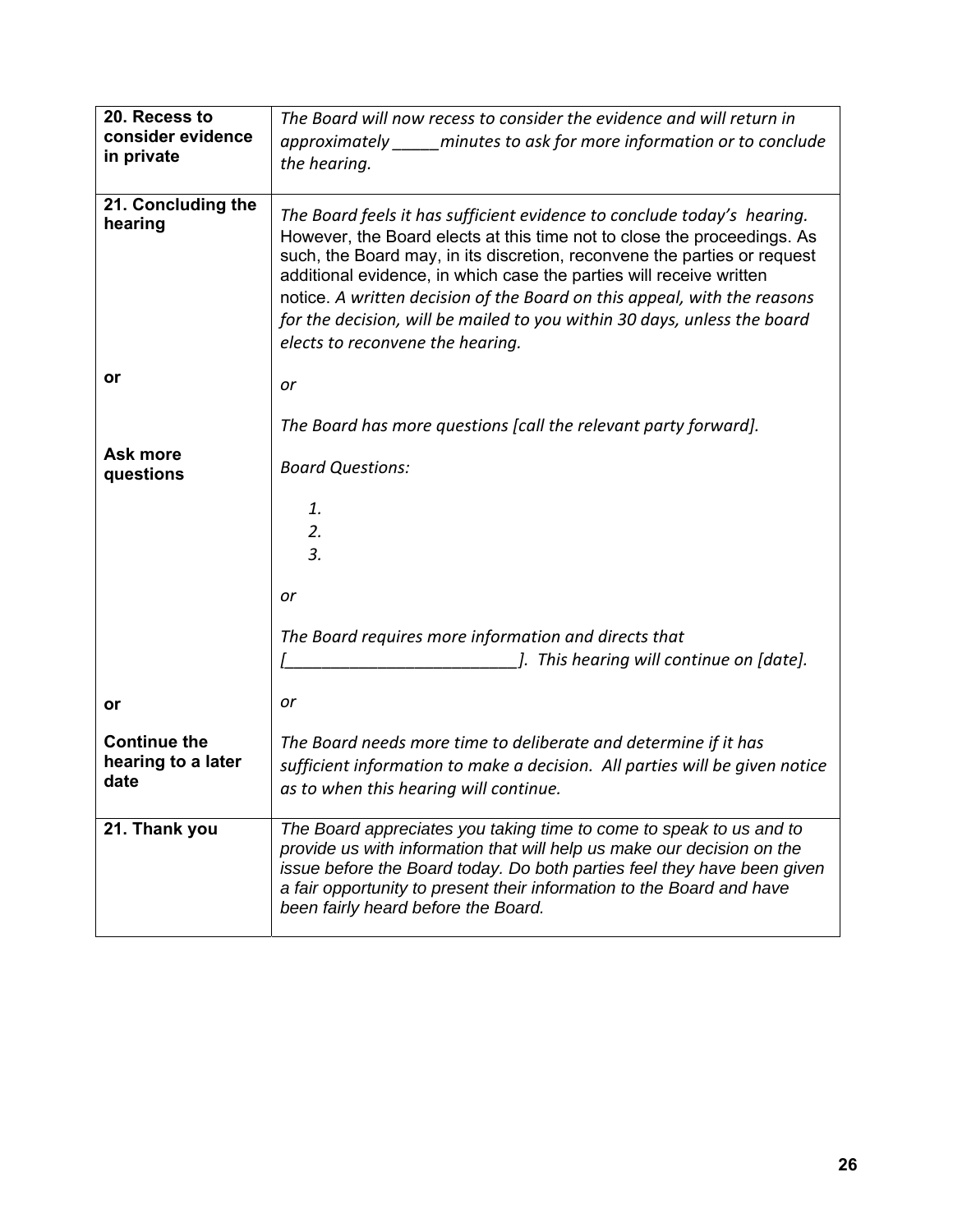| | |
|---|---|
| **20. Recess to consider evidence in private** | *The Board will now recess to consider the evidence and will return in approximately _____minutes to ask for more information or to conclude the hearing.* |
| **21. Concluding the hearing**<br><br>**or**<br><br>**Ask more questions**<br><br>**or**<br><br>**Continue the hearing to a later date** | *The Board feels it has sufficient evidence to conclude today's hearing.* However, the Board elects at this time not to close the proceedings. As such, the Board may, in its discretion, reconvene the parties or request additional evidence, in which case the parties will receive written notice. *A written decision of the Board on this appeal, with the reasons for the decision, will be mailed to you within 30 days, unless the board elects to reconvene the hearing.*<br><br>*or*<br><br>*The Board has more questions [call the relevant party forward].*<br><br>*Board Questions:*<br><br>*1.*<br>*2.*<br>*3.*<br><br>*or*<br><br>*The Board requires more information and directs that [__________________________]. This hearing will continue on [date].*<br><br>*or*<br><br>*The Board needs more time to deliberate and determine if it has sufficient information to make a decision. All parties will be given notice as to when this hearing will continue.* |
| **21. Thank you** | *The Board appreciates you taking time to come to speak to us and to provide us with information that will help us make our decision on the issue before the Board today. Do both parties feel they have been given a fair opportunity to present their information to the Board and have been fairly heard before the Board.* |